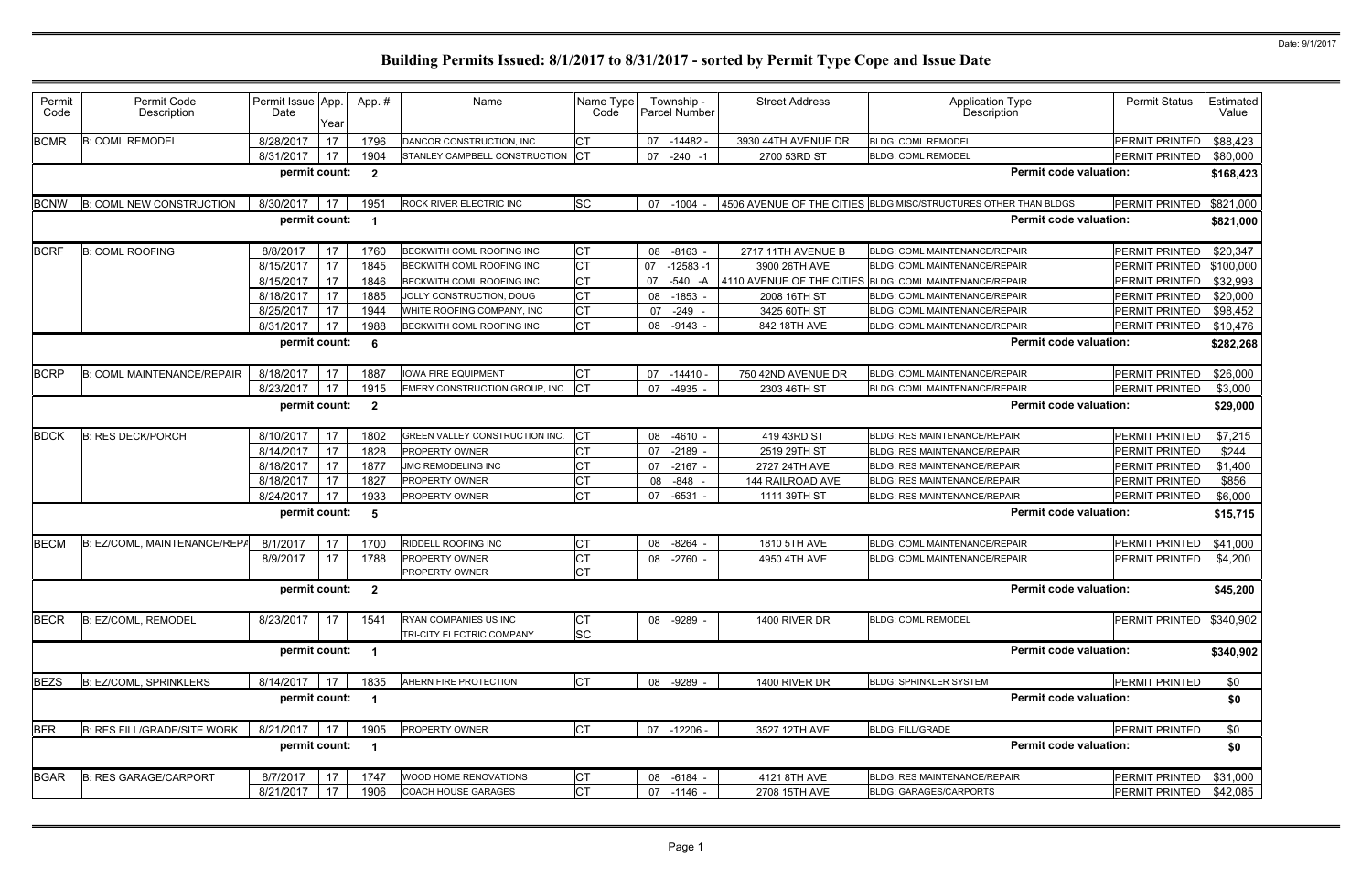# Building Permits Issued: 8/1/2017 to 8/31/2017 - sorted by Permit Type Cope and Issue Date

Date: 9/1/2017

| Permit Code | Permit Code Description | Permit Issue Date | App. Year | App. # | Name | Name Type Code | Township - Parcel Number | Street Address | Application Type Description | Permit Status | Estimated Value |
|---|---|---|---|---|---|---|---|---|---|---|---|
| BCMR | B: COML REMODEL | 8/28/2017 | 17 | 1796 | DANCOR CONSTRUCTION, INC | CT | 07 -14482 - | 3930 44TH AVENUE DR | BLDG: COML REMODEL | PERMIT PRINTED | $88,423 |
| | | 8/31/2017 | 17 | 1904 | STANLEY CAMPBELL CONSTRUCTION | CT | 07 -240 -1 | 2700 53RD ST | BLDG: COML REMODEL | PERMIT PRINTED | $80,000 |
| | | **permit count:** | | **2** | | | | | **Permit code valuation:** | | **$168,423** |
| BCNW | B: COML NEW CONSTRUCTION | 8/30/2017 | 17 | 1951 | ROCK RIVER ELECTRIC INC | SC | 07 -1004 - | 4506 AVENUE OF THE CITIES | BLDG:MISC/STRUCTURES OTHER THAN BLDGS | PERMIT PRINTED | $821,000 |
| | | **permit count:** | | **1** | | | | | **Permit code valuation:** | | **$821,000** |
| BCRF | B: COML ROOFING | 8/8/2017 | 17 | 1760 | BECKWITH COML ROOFING INC | CT | 08 -8163 - | 2717 11TH AVENUE B | BLDG: COML MAINTENANCE/REPAIR | PERMIT PRINTED | $20,347 |
| | | 8/15/2017 | 17 | 1845 | BECKWITH COML ROOFING INC | CT | 07 -12583 -1 | 3900 26TH AVE | BLDG: COML MAINTENANCE/REPAIR | PERMIT PRINTED | $100,000 |
| | | 8/15/2017 | 17 | 1846 | BECKWITH COML ROOFING INC | CT | 07 -540 -A | 4110 AVENUE OF THE CITIES | BLDG: COML MAINTENANCE/REPAIR | PERMIT PRINTED | $32,993 |
| | | 8/18/2017 | 17 | 1885 | JOLLY CONSTRUCTION, DOUG | CT | 08 -1853 - | 2008 16TH ST | BLDG: COML MAINTENANCE/REPAIR | PERMIT PRINTED | $20,000 |
| | | 8/25/2017 | 17 | 1944 | WHITE ROOFING COMPANY, INC | CT | 07 -249 - | 3425 60TH ST | BLDG: COML MAINTENANCE/REPAIR | PERMIT PRINTED | $98,452 |
| | | 8/31/2017 | 17 | 1988 | BECKWITH COML ROOFING INC | CT | 08 -9143 - | 842 18TH AVE | BLDG: COML MAINTENANCE/REPAIR | PERMIT PRINTED | $10,476 |
| | | **permit count:** | | **6** | | | | | **Permit code valuation:** | | **$282,268** |
| BCRP | B: COML MAINTENANCE/REPAIR | 8/18/2017 | 17 | 1887 | IOWA FIRE EQUIPMENT | CT | 07 -14410 - | 750 42ND AVENUE DR | BLDG: COML MAINTENANCE/REPAIR | PERMIT PRINTED | $26,000 |
| | | 8/23/2017 | 17 | 1915 | EMERY CONSTRUCTION GROUP, INC | CT | 07 -4935 - | 2303 46TH ST | BLDG: COML MAINTENANCE/REPAIR | PERMIT PRINTED | $3,000 |
| | | **permit count:** | | **2** | | | | | **Permit code valuation:** | | **$29,000** |
| BDCK | B: RES DECK/PORCH | 8/10/2017 | 17 | 1802 | GREEN VALLEY CONSTRUCTION INC. | CT | 08 -4610 - | 419 43RD ST | BLDG: RES MAINTENANCE/REPAIR | PERMIT PRINTED | $7,215 |
| | | 8/14/2017 | 17 | 1828 | PROPERTY OWNER | CT | 07 -2189 - | 2519 29TH ST | BLDG: RES MAINTENANCE/REPAIR | PERMIT PRINTED | $244 |
| | | 8/18/2017 | 17 | 1877 | JMC REMODELING INC | CT | 07 -2167 - | 2727 24TH AVE | BLDG: RES MAINTENANCE/REPAIR | PERMIT PRINTED | $1,400 |
| | | 8/18/2017 | 17 | 1827 | PROPERTY OWNER | CT | 08 -848 - | 144 RAILROAD AVE | BLDG: RES MAINTENANCE/REPAIR | PERMIT PRINTED | $856 |
| | | 8/24/2017 | 17 | 1933 | PROPERTY OWNER | CT | 07 -6531 - | 1111 39TH ST | BLDG: RES MAINTENANCE/REPAIR | PERMIT PRINTED | $6,000 |
| | | **permit count:** | | **5** | | | | | **Permit code valuation:** | | **$15,715** |
| BECM | B: EZ/COML, MAINTENANCE/REPA | 8/1/2017 | 17 | 1700 | RIDDELL ROOFING INC | CT | 08 -8264 - | 1810 5TH AVE | BLDG: COML MAINTENANCE/REPAIR | PERMIT PRINTED | $41,000 |
| | | 8/9/2017 | 17 | 1788 | PROPERTY OWNER<br>PROPERTY OWNER | CT<br>CT | 08 -2760 - | 4950 4TH AVE | BLDG: COML MAINTENANCE/REPAIR | PERMIT PRINTED | $4,200 |
| | | **permit count:** | | **2** | | | | | **Permit code valuation:** | | **$45,200** |
| BECR | B: EZ/COML, REMODEL | 8/23/2017 | 17 | 1541 | RYAN COMPANIES US INC<br>TRI-CITY ELECTRIC COMPANY | CT<br>SC | 08 -9289 - | 1400 RIVER DR | BLDG: COML REMODEL | PERMIT PRINTED | $340,902 |
| | | **permit count:** | | **1** | | | | | **Permit code valuation:** | | **$340,902** |
| BEZS | B: EZ/COML, SPRINKLERS | 8/14/2017 | 17 | 1835 | AHERN FIRE PROTECTION | CT | 08 -9289 - | 1400 RIVER DR | BLDG: SPRINKLER SYSTEM | PERMIT PRINTED | $0 |
| | | **permit count:** | | **1** | | | | | **Permit code valuation:** | | **$0** |
| BFR | B: RES FILL/GRADE/SITE WORK | 8/21/2017 | 17 | 1905 | PROPERTY OWNER | CT | 07 -12206 - | 3527 12TH AVE | BLDG: FILL/GRADE | PERMIT PRINTED | $0 |
| | | **permit count:** | | **1** | | | | | **Permit code valuation:** | | **$0** |
| BGAR | B: RES GARAGE/CARPORT | 8/7/2017 | 17 | 1747 | WOOD HOME RENOVATIONS | CT | 08 -6184 - | 4121 8TH AVE | BLDG: RES MAINTENANCE/REPAIR | PERMIT PRINTED | $31,000 |
| | | 8/21/2017 | 17 | 1906 | COACH HOUSE GARAGES | CT | 07 -1146 - | 2708 15TH AVE | BLDG: GARAGES/CARPORTS | PERMIT PRINTED | $42,085 |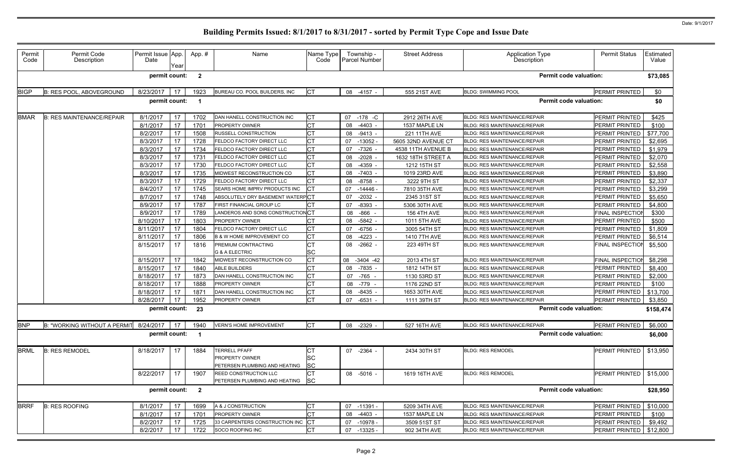# Building Permits Issued: 8/1/2017 to 8/31/2017 - sorted by Permit Type Cope and Issue Date

Date: 9/1/2017

| Permit Code | Permit Code Description | Permit Issue Date | App. Year | App. # | Name | Name Type Code | Township - Parcel Number | Street Address | Application Type Description | Permit Status | Estimated Value |
|---|---|---|---|---|---|---|---|---|---|---|---|
| | | permit count: | | 2 | | | | | Permit code valuation: | | $73,085 |
| BIGP | B: RES POOL, ABOVEGROUND | 8/23/2017 | 17 | 1923 | BUREAU CO. POOL BUILDERS, INC | CT | 08 -4157 - | 555 21ST AVE | BLDG: SWIMMING POOL | PERMIT PRINTED | $0 |
| | | permit count: | | 1 | | | | | Permit code valuation: | | $0 |
| BMAR | B: RES MAINTENANCE/REPAIR | 8/1/2017 | 17 | 1702 | DAN HANELL CONSTRUCTION INC | CT | 07 -178 -C | 2912 26TH AVE | BLDG: RES MAINTENANCE/REPAIR | PERMIT PRINTED | $425 |
| | | 8/1/2017 | 17 | 1701 | PROPERTY OWNER | CT | 08 -4403 - | 1537 MAPLE LN | BLDG: RES MAINTENANCE/REPAIR | PERMIT PRINTED | $100 |
| | | 8/2/2017 | 17 | 1508 | RUSSELL CONSTRUCTION | CT | 08 -9413 - | 221 11TH AVE | BLDG: RES MAINTENANCE/REPAIR | PERMIT PRINTED | $77,700 |
| | | 8/3/2017 | 17 | 1728 | FELDCO FACTORY DIRECT LLC | CT | 07 -13052 - | 5605 32ND AVENUE CT | BLDG: RES MAINTENANCE/REPAIR | PERMIT PRINTED | $2,695 |
| | | 8/3/2017 | 17 | 1734 | FELDCO FACTORY DIRECT LLC | CT | 07 -7326 - | 4538 11TH AVENUE B | BLDG: RES MAINTENANCE/REPAIR | PERMIT PRINTED | $1,979 |
| | | 8/3/2017 | 17 | 1731 | FELDCO FACTORY DIRECT LLC | CT | 08 -2028 - | 1632 18TH STREET A | BLDG: RES MAINTENANCE/REPAIR | PERMIT PRINTED | $2,070 |
| | | 8/3/2017 | 17 | 1730 | FELDCO FACTORY DIRECT LLC | CT | 08 -4359 - | 1212 15TH ST | BLDG: RES MAINTENANCE/REPAIR | PERMIT PRINTED | $2,558 |
| | | 8/3/2017 | 17 | 1735 | MIDWEST RECONSTRUCTION CO | CT | 08 -7403 - | 1019 23RD AVE | BLDG: RES MAINTENANCE/REPAIR | PERMIT PRINTED | $3,890 |
| | | 8/3/2017 | 17 | 1729 | FELDCO FACTORY DIRECT LLC | CT | 08 -8758 - | 3222 9TH ST | BLDG: RES MAINTENANCE/REPAIR | PERMIT PRINTED | $2,337 |
| | | 8/4/2017 | 17 | 1745 | SEARS HOME IMPRV PRODUCTS INC | CT | 07 -14446 - | 7810 35TH AVE | BLDG: RES MAINTENANCE/REPAIR | PERMIT PRINTED | $3,299 |
| | | 8/7/2017 | 17 | 1748 | ABSOLUTELY DRY BASEMENT WATERP | CT | 07 -2032 - | 2345 31ST ST | BLDG: RES MAINTENANCE/REPAIR | PERMIT PRINTED | $5,650 |
| | | 8/9/2017 | 17 | 1787 | FIRST FINANCIAL GROUP LC | CT | 07 -8393 - | 5306 30TH AVE | BLDG: RES MAINTENANCE/REPAIR | PERMIT PRINTED | $4,800 |
| | | 8/9/2017 | 17 | 1789 | LANDEROS AND SONS CONSTRUCTION | CT | 08 -866 - | 156 4TH AVE | BLDG: RES MAINTENANCE/REPAIR | FINAL INSPECTION | $300 |
| | | 8/10/2017 | 17 | 1803 | PROPERTY OWNER | CT | 08 -5842 - | 1011 5TH AVE | BLDG: RES MAINTENANCE/REPAIR | PERMIT PRINTED | $500 |
| | | 8/11/2017 | 17 | 1804 | FELDCO FACTORY DIRECT LLC | CT | 07 -6756 - | 3005 54TH ST | BLDG: RES MAINTENANCE/REPAIR | PERMIT PRINTED | $1,809 |
| | | 8/11/2017 | 17 | 1806 | B & W HOME IMPROVEMENT CO | CT | 08 -4223 - | 1410 7TH AVE | BLDG: RES MAINTENANCE/REPAIR | PERMIT PRINTED | $6,514 |
| | | 8/15/2017 | 17 | 1816 | PREMIUM CONTRACTING<br>G & A ELECTRIC | CT<br>SC | 08 -2662 - | 223 49TH ST | BLDG: RES MAINTENANCE/REPAIR | FINAL INSPECTION | $5,500 |
| | | 8/15/2017 | 17 | 1842 | MIDWEST RECONSTRUCTION CO | CT | 08 -3404 -42 | 2013 4TH ST | BLDG: RES MAINTENANCE/REPAIR | FINAL INSPECTION | $8,298 |
| | | 8/15/2017 | 17 | 1840 | ABLE BUILDERS | CT | 08 -7835 - | 1812 14TH ST | BLDG: RES MAINTENANCE/REPAIR | PERMIT PRINTED | $8,400 |
| | | 8/18/2017 | 17 | 1873 | DAN HANELL CONSTRUCTION INC | CT | 07 -765 - | 1130 53RD ST | BLDG: RES MAINTENANCE/REPAIR | PERMIT PRINTED | $2,000 |
| | | 8/18/2017 | 17 | 1888 | PROPERTY OWNER | CT | 08 -779 - | 1176 22ND ST | BLDG: RES MAINTENANCE/REPAIR | PERMIT PRINTED | $100 |
| | | 8/18/2017 | 17 | 1871 | DAN HANELL CONSTRUCTION INC | CT | 08 -8435 - | 1653 30TH AVE | BLDG: RES MAINTENANCE/REPAIR | PERMIT PRINTED | $13,700 |
| | | 8/28/2017 | 17 | 1952 | PROPERTY OWNER | CT | 07 -6531 - | 1111 39TH ST | BLDG: RES MAINTENANCE/REPAIR | PERMIT PRINTED | $3,850 |
| | | permit count: | | 23 | | | | | Permit code valuation: | | $158,474 |
| BNP | B: "WORKING WITHOUT A PERMIT | 8/24/2017 | 17 | 1940 | VERN'S HOME IMPROVEMENT | CT | 08 -2329 - | 527 16TH AVE | BLDG: RES MAINTENANCE/REPAIR | PERMIT PRINTED | $6,000 |
| | | permit count: | | 1 | | | | | Permit code valuation: | | $6,000 |
| BRML | B: RES REMODEL | 8/18/2017 | 17 | 1884 | TERRELL PFAFF<br>PROPERTY OWNER<br>PETERSEN PLUMBING AND HEATING | CT<br>SC<br>SC | 07 -2364 - | 2434 30TH ST | BLDG: RES REMODEL | PERMIT PRINTED | $13,950 |
| | | 8/22/2017 | 17 | 1907 | REED CONSTRUCTION LLC<br>PETERSEN PLUMBING AND HEATING | CT<br>SC | 08 -5016 - | 1619 16TH AVE | BLDG: RES REMODEL | PERMIT PRINTED | $15,000 |
| | | permit count: | | 2 | | | | | Permit code valuation: | | $28,950 |
| BRRF | B: RES ROOFING | 8/1/2017 | 17 | 1699 | A & J CONSTRUCTION | CT | 07 -11391 - | 5209 34TH AVE | BLDG: RES MAINTENANCE/REPAIR | PERMIT PRINTED | $10,000 |
| | | 8/1/2017 | 17 | 1701 | PROPERTY OWNER | CT | 08 -4403 - | 1537 MAPLE LN | BLDG: RES MAINTENANCE/REPAIR | PERMIT PRINTED | $100 |
| | | 8/2/2017 | 17 | 1725 | 33 CARPENTERS CONSTRUCTION INC | CT | 07 -10978 - | 3509 51ST ST | BLDG: RES MAINTENANCE/REPAIR | PERMIT PRINTED | $9,492 |
| | | 8/2/2017 | 17 | 1722 | SOCO ROOFING INC | CT | 07 -13325 - | 902 34TH AVE | BLDG: RES MAINTENANCE/REPAIR | PERMIT PRINTED | $12,800 |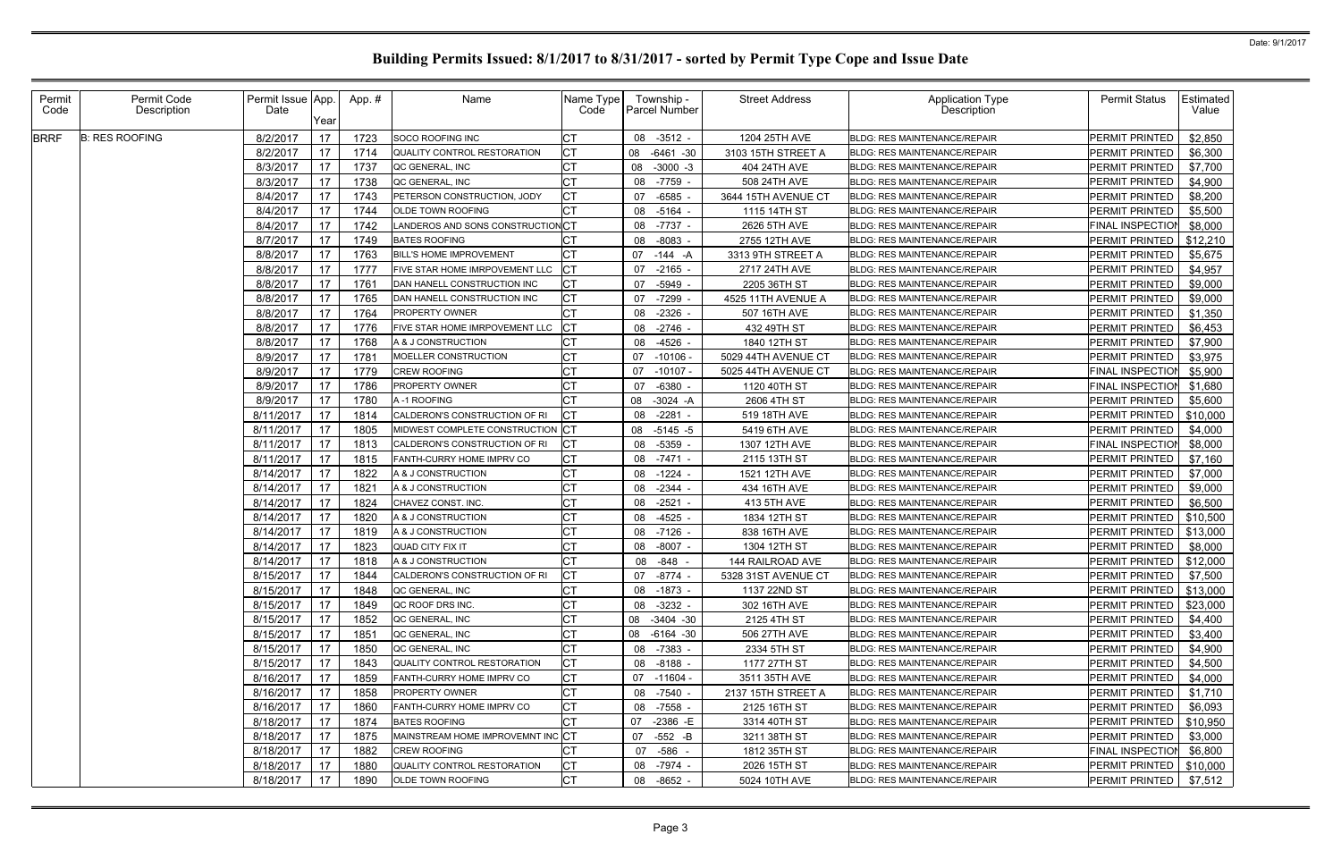# Building Permits Issued: 8/1/2017 to 8/31/2017 - sorted by Permit Type Cope and Issue Date

Date: 9/1/2017

| Permit Code | Permit Code Description | Permit Issue Date | App. Year | App. # | Name | Name Type Code | Township - Parcel Number | Street Address | Application Type Description | Permit Status | Estimated Value |
|---|---|---|---|---|---|---|---|---|---|---|---|
| BRRF | B: RES ROOFING | 8/2/2017 | 17 | 1723 | SOCO ROOFING INC | CT | 08 -3512 - | 1204 25TH AVE | BLDG: RES MAINTENANCE/REPAIR | PERMIT PRINTED | $2,850 |
| | | 8/2/2017 | 17 | 1714 | QUALITY CONTROL RESTORATION | CT | 08 -6461 -30 | 3103 15TH STREET A | BLDG: RES MAINTENANCE/REPAIR | PERMIT PRINTED | $6,300 |
| | | 8/3/2017 | 17 | 1737 | QC GENERAL, INC | CT | 08 -3000 -3 | 404 24TH AVE | BLDG: RES MAINTENANCE/REPAIR | PERMIT PRINTED | $7,700 |
| | | 8/3/2017 | 17 | 1738 | QC GENERAL, INC | CT | 08 -7759 - | 508 24TH AVE | BLDG: RES MAINTENANCE/REPAIR | PERMIT PRINTED | $4,900 |
| | | 8/4/2017 | 17 | 1743 | PETERSON CONSTRUCTION, JODY | CT | 07 -6585 - | 3644 15TH AVENUE CT | BLDG: RES MAINTENANCE/REPAIR | PERMIT PRINTED | $8,200 |
| | | 8/4/2017 | 17 | 1744 | OLDE TOWN ROOFING | CT | 08 -5164 - | 1115 14TH ST | BLDG: RES MAINTENANCE/REPAIR | PERMIT PRINTED | $5,500 |
| | | 8/4/2017 | 17 | 1742 | LANDEROS AND SONS CONSTRUCTION | CT | 08 -7737 - | 2626 5TH AVE | BLDG: RES MAINTENANCE/REPAIR | FINAL INSPECTION | $8,000 |
| | | 8/7/2017 | 17 | 1749 | BATES ROOFING | CT | 08 -8083 - | 2755 12TH AVE | BLDG: RES MAINTENANCE/REPAIR | PERMIT PRINTED | $12,210 |
| | | 8/8/2017 | 17 | 1763 | BILL'S HOME IMPROVEMENT | CT | 07 -144 -A | 3313 9TH STREET A | BLDG: RES MAINTENANCE/REPAIR | PERMIT PRINTED | $5,675 |
| | | 8/8/2017 | 17 | 1777 | FIVE STAR HOME IMRPOVEMENT LLC | CT | 07 -2165 - | 2717 24TH AVE | BLDG: RES MAINTENANCE/REPAIR | PERMIT PRINTED | $4,957 |
| | | 8/8/2017 | 17 | 1761 | DAN HANELL CONSTRUCTION INC | CT | 07 -5949 - | 2205 36TH ST | BLDG: RES MAINTENANCE/REPAIR | PERMIT PRINTED | $9,000 |
| | | 8/8/2017 | 17 | 1765 | DAN HANELL CONSTRUCTION INC | CT | 07 -7299 - | 4525 11TH AVENUE A | BLDG: RES MAINTENANCE/REPAIR | PERMIT PRINTED | $9,000 |
| | | 8/8/2017 | 17 | 1764 | PROPERTY OWNER | CT | 08 -2326 - | 507 16TH AVE | BLDG: RES MAINTENANCE/REPAIR | PERMIT PRINTED | $1,350 |
| | | 8/8/2017 | 17 | 1776 | FIVE STAR HOME IMRPOVEMENT LLC | CT | 08 -2746 - | 432 49TH ST | BLDG: RES MAINTENANCE/REPAIR | PERMIT PRINTED | $6,453 |
| | | 8/8/2017 | 17 | 1768 | A & J CONSTRUCTION | CT | 08 -4526 - | 1840 12TH ST | BLDG: RES MAINTENANCE/REPAIR | PERMIT PRINTED | $7,900 |
| | | 8/9/2017 | 17 | 1781 | MOELLER CONSTRUCTION | CT | 07 -10106 - | 5029 44TH AVENUE CT | BLDG: RES MAINTENANCE/REPAIR | PERMIT PRINTED | $3,975 |
| | | 8/9/2017 | 17 | 1779 | CREW ROOFING | CT | 07 -10107 - | 5025 44TH AVENUE CT | BLDG: RES MAINTENANCE/REPAIR | FINAL INSPECTION | $5,900 |
| | | 8/9/2017 | 17 | 1786 | PROPERTY OWNER | CT | 07 -6380 - | 1120 40TH ST | BLDG: RES MAINTENANCE/REPAIR | FINAL INSPECTION | $1,680 |
| | | 8/9/2017 | 17 | 1780 | A -1 ROOFING | CT | 08 -3024 -A | 2606 4TH ST | BLDG: RES MAINTENANCE/REPAIR | PERMIT PRINTED | $5,600 |
| | | 8/11/2017 | 17 | 1814 | CALDERON'S CONSTRUCTION OF RI | CT | 08 -2281 - | 519 18TH AVE | BLDG: RES MAINTENANCE/REPAIR | PERMIT PRINTED | $10,000 |
| | | 8/11/2017 | 17 | 1805 | MIDWEST COMPLETE CONSTRUCTION | CT | 08 -5145 -5 | 5419 6TH AVE | BLDG: RES MAINTENANCE/REPAIR | PERMIT PRINTED | $4,000 |
| | | 8/11/2017 | 17 | 1813 | CALDERON'S CONSTRUCTION OF RI | CT | 08 -5359 - | 1307 12TH AVE | BLDG: RES MAINTENANCE/REPAIR | FINAL INSPECTION | $8,000 |
| | | 8/11/2017 | 17 | 1815 | FANTH-CURRY HOME IMPRV CO | CT | 08 -7471 - | 2115 13TH ST | BLDG: RES MAINTENANCE/REPAIR | PERMIT PRINTED | $7,160 |
| | | 8/14/2017 | 17 | 1822 | A & J CONSTRUCTION | CT | 08 -1224 - | 1521 12TH AVE | BLDG: RES MAINTENANCE/REPAIR | PERMIT PRINTED | $7,000 |
| | | 8/14/2017 | 17 | 1821 | A & J CONSTRUCTION | CT | 08 -2344 - | 434 16TH AVE | BLDG: RES MAINTENANCE/REPAIR | PERMIT PRINTED | $9,000 |
| | | 8/14/2017 | 17 | 1824 | CHAVEZ CONST. INC. | CT | 08 -2521 - | 413 5TH AVE | BLDG: RES MAINTENANCE/REPAIR | PERMIT PRINTED | $6,500 |
| | | 8/14/2017 | 17 | 1820 | A & J CONSTRUCTION | CT | 08 -4525 - | 1834 12TH ST | BLDG: RES MAINTENANCE/REPAIR | PERMIT PRINTED | $10,500 |
| | | 8/14/2017 | 17 | 1819 | A & J CONSTRUCTION | CT | 08 -7126 - | 838 16TH AVE | BLDG: RES MAINTENANCE/REPAIR | PERMIT PRINTED | $13,000 |
| | | 8/14/2017 | 17 | 1823 | QUAD CITY FIX IT | CT | 08 -8007 - | 1304 12TH ST | BLDG: RES MAINTENANCE/REPAIR | PERMIT PRINTED | $8,000 |
| | | 8/14/2017 | 17 | 1818 | A & J CONSTRUCTION | CT | 08 -848 - | 144 RAILROAD AVE | BLDG: RES MAINTENANCE/REPAIR | PERMIT PRINTED | $12,000 |
| | | 8/15/2017 | 17 | 1844 | CALDERON'S CONSTRUCTION OF RI | CT | 07 -8774 - | 5328 31ST AVENUE CT | BLDG: RES MAINTENANCE/REPAIR | PERMIT PRINTED | $7,500 |
| | | 8/15/2017 | 17 | 1848 | QC GENERAL, INC | CT | 08 -1873 - | 1137 22ND ST | BLDG: RES MAINTENANCE/REPAIR | PERMIT PRINTED | $13,000 |
| | | 8/15/2017 | 17 | 1849 | QC ROOF DRS INC. | CT | 08 -3232 - | 302 16TH AVE | BLDG: RES MAINTENANCE/REPAIR | PERMIT PRINTED | $23,000 |
| | | 8/15/2017 | 17 | 1852 | QC GENERAL, INC | CT | 08 -3404 -30 | 2125 4TH ST | BLDG: RES MAINTENANCE/REPAIR | PERMIT PRINTED | $4,400 |
| | | 8/15/2017 | 17 | 1851 | QC GENERAL, INC | CT | 08 -6164 -30 | 506 27TH AVE | BLDG: RES MAINTENANCE/REPAIR | PERMIT PRINTED | $3,400 |
| | | 8/15/2017 | 17 | 1850 | QC GENERAL, INC | CT | 08 -7383 - | 2334 5TH ST | BLDG: RES MAINTENANCE/REPAIR | PERMIT PRINTED | $4,900 |
| | | 8/15/2017 | 17 | 1843 | QUALITY CONTROL RESTORATION | CT | 08 -8188 - | 1177 27TH ST | BLDG: RES MAINTENANCE/REPAIR | PERMIT PRINTED | $4,500 |
| | | 8/16/2017 | 17 | 1859 | FANTH-CURRY HOME IMPRV CO | CT | 07 -11604 - | 3511 35TH AVE | BLDG: RES MAINTENANCE/REPAIR | PERMIT PRINTED | $4,000 |
| | | 8/16/2017 | 17 | 1858 | PROPERTY OWNER | CT | 08 -7540 - | 2137 15TH STREET A | BLDG: RES MAINTENANCE/REPAIR | PERMIT PRINTED | $1,710 |
| | | 8/16/2017 | 17 | 1860 | FANTH-CURRY HOME IMPRV CO | CT | 08 -7558 - | 2125 16TH ST | BLDG: RES MAINTENANCE/REPAIR | PERMIT PRINTED | $6,093 |
| | | 8/18/2017 | 17 | 1874 | BATES ROOFING | CT | 07 -2386 -E | 3314 40TH ST | BLDG: RES MAINTENANCE/REPAIR | PERMIT PRINTED | $10,950 |
| | | 8/18/2017 | 17 | 1875 | MAINSTREAM HOME IMPROVEMNT INC | CT | 07 -552 -B | 3211 38TH ST | BLDG: RES MAINTENANCE/REPAIR | PERMIT PRINTED | $3,000 |
| | | 8/18/2017 | 17 | 1882 | CREW ROOFING | CT | 07 -586 - | 1812 35TH ST | BLDG: RES MAINTENANCE/REPAIR | FINAL INSPECTION | $6,800 |
| | | 8/18/2017 | 17 | 1880 | QUALITY CONTROL RESTORATION | CT | 08 -7974 - | 2026 15TH ST | BLDG: RES MAINTENANCE/REPAIR | PERMIT PRINTED | $10,000 |
| | | 8/18/2017 | 17 | 1890 | OLDE TOWN ROOFING | CT | 08 -8652 - | 5024 10TH AVE | BLDG: RES MAINTENANCE/REPAIR | PERMIT PRINTED | $7,512 |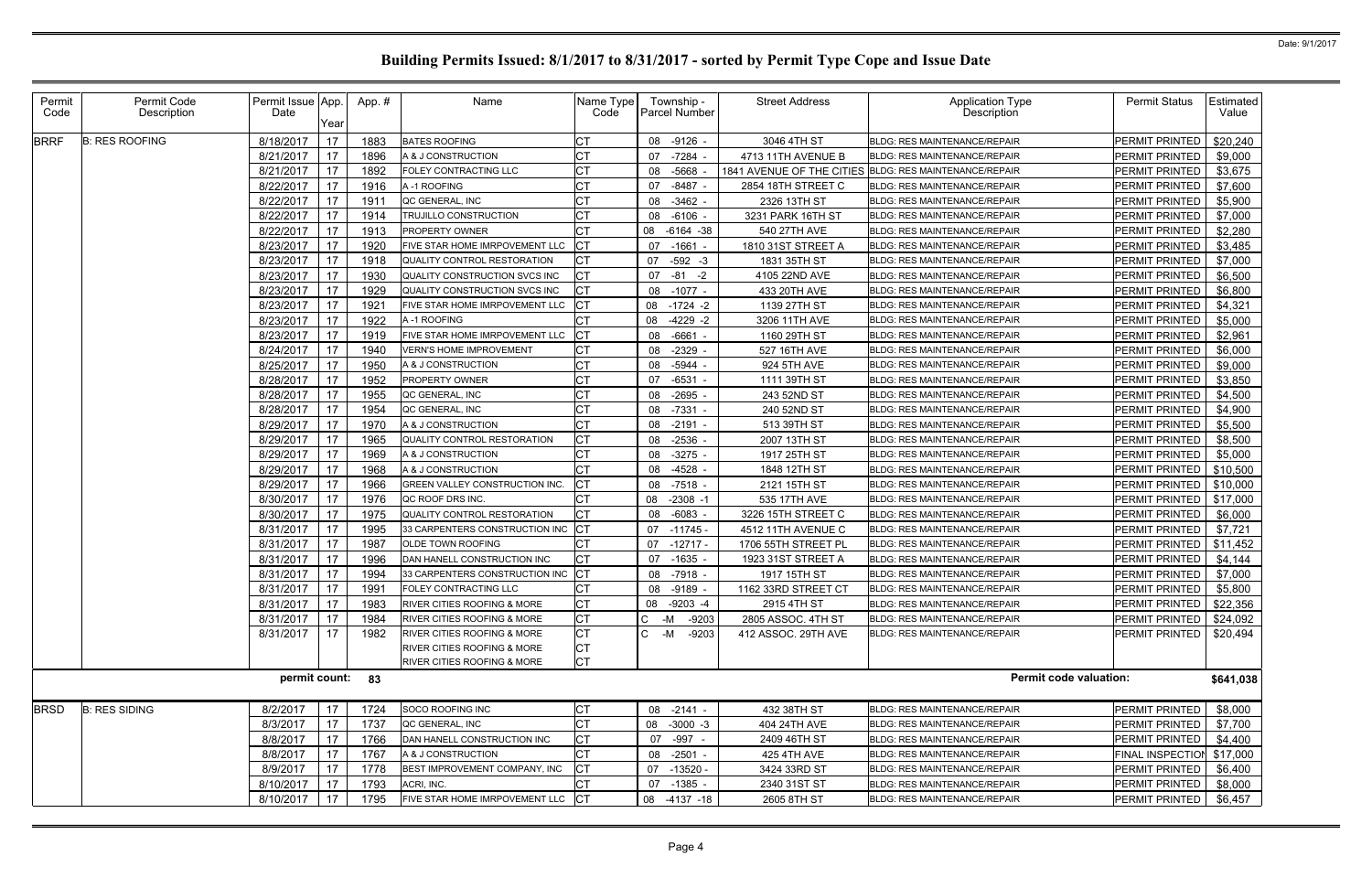# Building Permits Issued: 8/1/2017 to 8/31/2017 - sorted by Permit Type Cope and Issue Date

Date: 9/1/2017

| Permit Code | Permit Code Description | Permit Issue Date | App. Year | App. # | Name | Name Type Code | Township - Parcel Number | Street Address | Application Type Description | Permit Status | Estimated Value |
|---|---|---|---|---|---|---|---|---|---|---|---|
| BRRF | B: RES ROOFING | 8/18/2017 | 17 | 1883 | BATES ROOFING | CT | 08 -9126 - | 3046 4TH ST | BLDG: RES MAINTENANCE/REPAIR | PERMIT PRINTED | $20,240 |
| | | 8/21/2017 | 17 | 1896 | A & J CONSTRUCTION | CT | 07 -7284 - | 4713 11TH AVENUE B | BLDG: RES MAINTENANCE/REPAIR | PERMIT PRINTED | $9,000 |
| | | 8/21/2017 | 17 | 1892 | FOLEY CONTRACTING LLC | CT | 08 -5668 - | 1841 AVENUE OF THE CITIES | BLDG: RES MAINTENANCE/REPAIR | PERMIT PRINTED | $3,675 |
| | | 8/22/2017 | 17 | 1916 | A -1 ROOFING | CT | 07 -8487 - | 2854 18TH STREET C | BLDG: RES MAINTENANCE/REPAIR | PERMIT PRINTED | $7,600 |
| | | 8/22/2017 | 17 | 1911 | QC GENERAL, INC | CT | 08 -3462 - | 2326 13TH ST | BLDG: RES MAINTENANCE/REPAIR | PERMIT PRINTED | $5,900 |
| | | 8/22/2017 | 17 | 1914 | TRUJILLO CONSTRUCTION | CT | 08 -6106 - | 3231 PARK 16TH ST | BLDG: RES MAINTENANCE/REPAIR | PERMIT PRINTED | $7,000 |
| | | 8/22/2017 | 17 | 1913 | PROPERTY OWNER | CT | 08 -6164 -38 | 540 27TH AVE | BLDG: RES MAINTENANCE/REPAIR | PERMIT PRINTED | $2,280 |
| | | 8/23/2017 | 17 | 1920 | FIVE STAR HOME IMRPOVEMENT LLC | CT | 07 -1661 - | 1810 31ST STREET A | BLDG: RES MAINTENANCE/REPAIR | PERMIT PRINTED | $3,485 |
| | | 8/23/2017 | 17 | 1918 | QUALITY CONTROL RESTORATION | CT | 07 -592 -3 | 1831 35TH ST | BLDG: RES MAINTENANCE/REPAIR | PERMIT PRINTED | $7,000 |
| | | 8/23/2017 | 17 | 1930 | QUALITY CONSTRUCTION SVCS INC | CT | 07 -81 -2 | 4105 22ND AVE | BLDG: RES MAINTENANCE/REPAIR | PERMIT PRINTED | $6,500 |
| | | 8/23/2017 | 17 | 1929 | QUALITY CONSTRUCTION SVCS INC | CT | 08 -1077 - | 433 20TH AVE | BLDG: RES MAINTENANCE/REPAIR | PERMIT PRINTED | $6,800 |
| | | 8/23/2017 | 17 | 1921 | FIVE STAR HOME IMRPOVEMENT LLC | CT | 08 -1724 -2 | 1139 27TH ST | BLDG: RES MAINTENANCE/REPAIR | PERMIT PRINTED | $4,321 |
| | | 8/23/2017 | 17 | 1922 | A -1 ROOFING | CT | 08 -4229 -2 | 3206 11TH AVE | BLDG: RES MAINTENANCE/REPAIR | PERMIT PRINTED | $5,000 |
| | | 8/23/2017 | 17 | 1919 | FIVE STAR HOME IMRPOVEMENT LLC | CT | 08 -6661 - | 1160 29TH ST | BLDG: RES MAINTENANCE/REPAIR | PERMIT PRINTED | $2,961 |
| | | 8/24/2017 | 17 | 1940 | VERN'S HOME IMPROVEMENT | CT | 08 -2329 - | 527 16TH AVE | BLDG: RES MAINTENANCE/REPAIR | PERMIT PRINTED | $6,000 |
| | | 8/25/2017 | 17 | 1950 | A & J CONSTRUCTION | CT | 08 -5944 - | 924 5TH AVE | BLDG: RES MAINTENANCE/REPAIR | PERMIT PRINTED | $9,000 |
| | | 8/28/2017 | 17 | 1952 | PROPERTY OWNER | CT | 07 -6531 - | 1111 39TH ST | BLDG: RES MAINTENANCE/REPAIR | PERMIT PRINTED | $3,850 |
| | | 8/28/2017 | 17 | 1955 | QC GENERAL, INC | CT | 08 -2695 - | 243 52ND ST | BLDG: RES MAINTENANCE/REPAIR | PERMIT PRINTED | $4,500 |
| | | 8/28/2017 | 17 | 1954 | QC GENERAL, INC | CT | 08 -7331 - | 240 52ND ST | BLDG: RES MAINTENANCE/REPAIR | PERMIT PRINTED | $4,900 |
| | | 8/29/2017 | 17 | 1970 | A & J CONSTRUCTION | CT | 08 -2191 - | 513 39TH ST | BLDG: RES MAINTENANCE/REPAIR | PERMIT PRINTED | $5,500 |
| | | 8/29/2017 | 17 | 1965 | QUALITY CONTROL RESTORATION | CT | 08 -2536 - | 2007 13TH ST | BLDG: RES MAINTENANCE/REPAIR | PERMIT PRINTED | $8,500 |
| | | 8/29/2017 | 17 | 1969 | A & J CONSTRUCTION | CT | 08 -3275 - | 1917 25TH ST | BLDG: RES MAINTENANCE/REPAIR | PERMIT PRINTED | $5,000 |
| | | 8/29/2017 | 17 | 1968 | A & J CONSTRUCTION | CT | 08 -4528 - | 1848 12TH ST | BLDG: RES MAINTENANCE/REPAIR | PERMIT PRINTED | $10,500 |
| | | 8/29/2017 | 17 | 1966 | GREEN VALLEY CONSTRUCTION INC. | CT | 08 -7518 - | 2121 15TH ST | BLDG: RES MAINTENANCE/REPAIR | PERMIT PRINTED | $10,000 |
| | | 8/30/2017 | 17 | 1976 | QC ROOF DRS INC. | CT | 08 -2308 -1 | 535 17TH AVE | BLDG: RES MAINTENANCE/REPAIR | PERMIT PRINTED | $17,000 |
| | | 8/30/2017 | 17 | 1975 | QUALITY CONTROL RESTORATION | CT | 08 -6083 - | 3226 15TH STREET C | BLDG: RES MAINTENANCE/REPAIR | PERMIT PRINTED | $6,000 |
| | | 8/31/2017 | 17 | 1995 | 33 CARPENTERS CONSTRUCTION INC | CT | 07 -11745 - | 4512 11TH AVENUE C | BLDG: RES MAINTENANCE/REPAIR | PERMIT PRINTED | $7,721 |
| | | 8/31/2017 | 17 | 1987 | OLDE TOWN ROOFING | CT | 07 -12717 - | 1706 55TH STREET PL | BLDG: RES MAINTENANCE/REPAIR | PERMIT PRINTED | $11,452 |
| | | 8/31/2017 | 17 | 1996 | DAN HANELL CONSTRUCTION INC | CT | 07 -1635 - | 1923 31ST STREET A | BLDG: RES MAINTENANCE/REPAIR | PERMIT PRINTED | $4,144 |
| | | 8/31/2017 | 17 | 1994 | 33 CARPENTERS CONSTRUCTION INC | CT | 08 -7918 - | 1917 15TH ST | BLDG: RES MAINTENANCE/REPAIR | PERMIT PRINTED | $7,000 |
| | | 8/31/2017 | 17 | 1991 | FOLEY CONTRACTING LLC | CT | 08 -9189 - | 1162 33RD STREET CT | BLDG: RES MAINTENANCE/REPAIR | PERMIT PRINTED | $5,800 |
| | | 8/31/2017 | 17 | 1983 | RIVER CITIES ROOFING & MORE | CT | 08 -9203 -4 | 2915 4TH ST | BLDG: RES MAINTENANCE/REPAIR | PERMIT PRINTED | $22,356 |
| | | 8/31/2017 | 17 | 1984 | RIVER CITIES ROOFING & MORE | CT | C -M -9203 | 2805 ASSOC. 4TH ST | BLDG: RES MAINTENANCE/REPAIR | PERMIT PRINTED | $24,092 |
| | | 8/31/2017 | 17 | 1982 | RIVER CITIES ROOFING & MORE<br>RIVER CITIES ROOFING & MORE<br>RIVER CITIES ROOFING & MORE | CT<br>CT<br>CT | C -M -9203 | 412 ASSOC. 29TH AVE | BLDG: RES MAINTENANCE/REPAIR | PERMIT PRINTED | $20,494 |
| | | **permit count:** | | **83** | | | | | **Permit code valuation:** | | **$641,038** |
| BRSD | B: RES SIDING | 8/2/2017 | 17 | 1724 | SOCO ROOFING INC | CT | 08 -2141 - | 432 38TH ST | BLDG: RES MAINTENANCE/REPAIR | PERMIT PRINTED | $8,000 |
| | | 8/3/2017 | 17 | 1737 | QC GENERAL, INC | CT | 08 -3000 -3 | 404 24TH AVE | BLDG: RES MAINTENANCE/REPAIR | PERMIT PRINTED | $7,700 |
| | | 8/8/2017 | 17 | 1766 | DAN HANELL CONSTRUCTION INC | CT | 07 -997 - | 2409 46TH ST | BLDG: RES MAINTENANCE/REPAIR | PERMIT PRINTED | $4,400 |
| | | 8/8/2017 | 17 | 1767 | A & J CONSTRUCTION | CT | 08 -2501 - | 425 4TH AVE | BLDG: RES MAINTENANCE/REPAIR | FINAL INSPECTION | $17,000 |
| | | 8/9/2017 | 17 | 1778 | BEST IMPROVEMENT COMPANY, INC | CT | 07 -13520 - | 3424 33RD ST | BLDG: RES MAINTENANCE/REPAIR | PERMIT PRINTED | $6,400 |
| | | 8/10/2017 | 17 | 1793 | ACRI, INC. | CT | 07 -1385 - | 2340 31ST ST | BLDG: RES MAINTENANCE/REPAIR | PERMIT PRINTED | $8,000 |
| | | 8/10/2017 | 17 | 1795 | FIVE STAR HOME IMRPOVEMENT LLC | CT | 08 -4137 -18 | 2605 8TH ST | BLDG: RES MAINTENANCE/REPAIR | PERMIT PRINTED | $6,457 |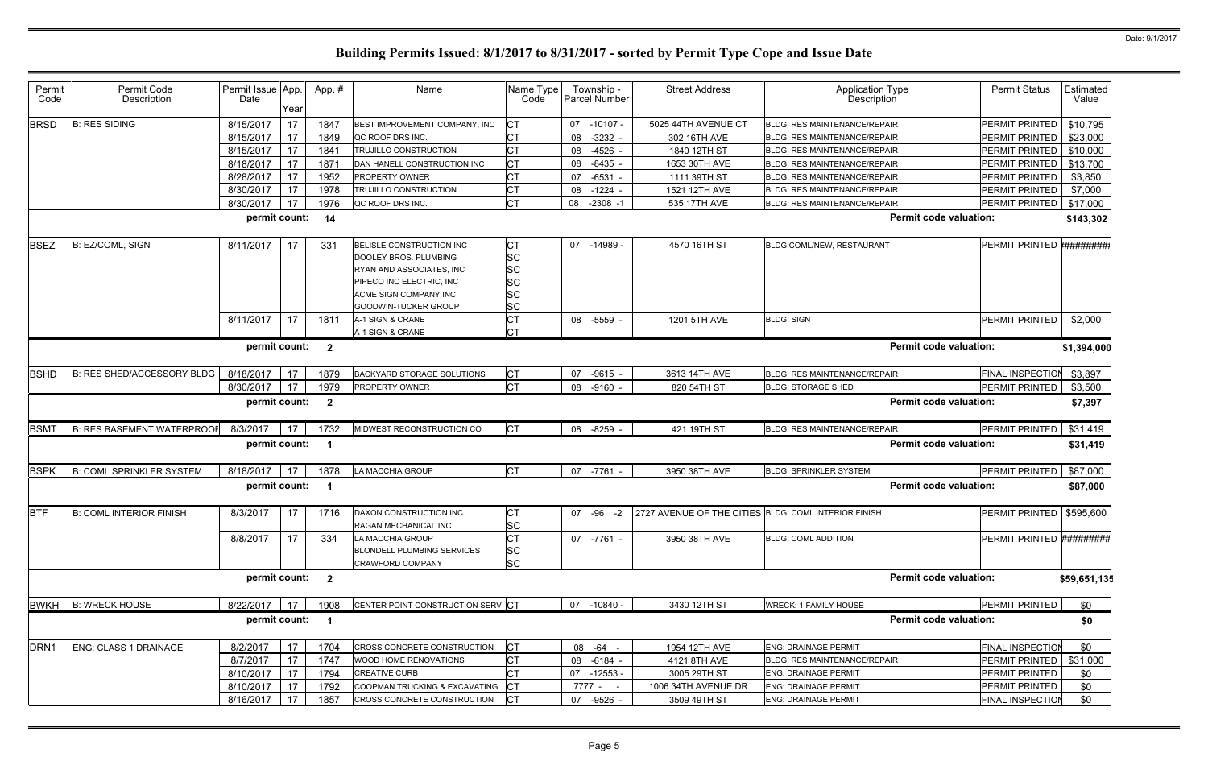# Building Permits Issued: 8/1/2017 to 8/31/2017 - sorted by Permit Type Cope and Issue Date

| Permit Code | Permit Code Description | Permit Issue Date | App. Year | App. # | Name | Name Type Code | Township - Parcel Number | Street Address | Application Type Description | Permit Status | Estimated Value |
|---|---|---|---|---|---|---|---|---|---|---|---|
| BRSD | B: RES SIDING | 8/15/2017 | 17 | 1847 | BEST IMPROVEMENT COMPANY, INC | CT | 07 -10107 - | 5025 44TH AVENUE CT | BLDG: RES MAINTENANCE/REPAIR | PERMIT PRINTED | $10,795 |
| | | 8/15/2017 | 17 | 1849 | QC ROOF DRS INC. | CT | 08 -3232 - | 302 16TH AVE | BLDG: RES MAINTENANCE/REPAIR | PERMIT PRINTED | $23,000 |
| | | 8/15/2017 | 17 | 1841 | TRUJILLO CONSTRUCTION | CT | 08 -4526 - | 1840 12TH ST | BLDG: RES MAINTENANCE/REPAIR | PERMIT PRINTED | $10,000 |
| | | 8/18/2017 | 17 | 1871 | DAN HANELL CONSTRUCTION INC | CT | 08 -8435 - | 1653 30TH AVE | BLDG: RES MAINTENANCE/REPAIR | PERMIT PRINTED | $13,700 |
| | | 8/28/2017 | 17 | 1952 | PROPERTY OWNER | CT | 07 -6531 - | 1111 39TH ST | BLDG: RES MAINTENANCE/REPAIR | PERMIT PRINTED | $3,850 |
| | | 8/30/2017 | 17 | 1978 | TRUJILLO CONSTRUCTION | CT | 08 -1224 - | 1521 12TH AVE | BLDG: RES MAINTENANCE/REPAIR | PERMIT PRINTED | $7,000 |
| | | 8/30/2017 | 17 | 1976 | QC ROOF DRS INC. | CT | 08 -2308 -1 | 535 17TH AVE | BLDG: RES MAINTENANCE/REPAIR | PERMIT PRINTED | $17,000 |
| | | permit count: | | 14 | | | | | Permit code valuation: | | $143,302 |
| BSEZ | B: EZ/COML, SIGN | 8/11/2017 | 17 | 331 | BELISLE CONSTRUCTION INC | CT | 07 -14989 - | 4570 16TH ST | BLDG:COML/NEW, RESTAURANT | PERMIT PRINTED | ######### |
| | | | | | DOOLEY BROS. PLUMBING | SC | | | | | |
| | | | | | RYAN AND ASSOCIATES, INC | SC | | | | | |
| | | | | | PIPECO INC ELECTRIC, INC | SC | | | | | |
| | | | | | ACME SIGN COMPANY INC | SC | | | | | |
| | | | | | GOODWIN-TUCKER GROUP | SC | | | | | |
| | | 8/11/2017 | 17 | 1811 | A-1 SIGN & CRANE | CT | 08 -5559 - | 1201 5TH AVE | BLDG: SIGN | PERMIT PRINTED | $2,000 |
| | | | | | A-1 SIGN & CRANE | CT | | | | | |
| | | permit count: | | 2 | | | | | Permit code valuation: | | $1,394,000 |
| BSHD | B: RES SHED/ACCESSORY BLDG | 8/18/2017 | 17 | 1879 | BACKYARD STORAGE SOLUTIONS | CT | 07 -9615 - | 3613 14TH AVE | BLDG: RES MAINTENANCE/REPAIR | FINAL INSPECTION | $3,897 |
| | | 8/30/2017 | 17 | 1979 | PROPERTY OWNER | CT | 08 -9160 - | 820 54TH ST | BLDG: STORAGE SHED | PERMIT PRINTED | $3,500 |
| | | permit count: | | 2 | | | | | Permit code valuation: | | $7,397 |
| BSMT | B: RES BASEMENT WATERPROOF | 8/3/2017 | 17 | 1732 | MIDWEST RECONSTRUCTION CO | CT | 08 -8259 - | 421 19TH ST | BLDG: RES MAINTENANCE/REPAIR | PERMIT PRINTED | $31,419 |
| | | permit count: | | 1 | | | | | Permit code valuation: | | $31,419 |
| BSPK | B: COML SPRINKLER SYSTEM | 8/18/2017 | 17 | 1878 | LA MACCHIA GROUP | CT | 07 -7761 - | 3950 38TH AVE | BLDG: SPRINKLER SYSTEM | PERMIT PRINTED | $87,000 |
| | | permit count: | | 1 | | | | | Permit code valuation: | | $87,000 |
| BTF | B: COML INTERIOR FINISH | 8/3/2017 | 17 | 1716 | DAXON CONSTRUCTION INC. | CT | 07 -96 -2 | 2727 AVENUE OF THE CITIES | BLDG: COML INTERIOR FINISH | PERMIT PRINTED | $595,600 |
| | | | | | RAGAN MECHANICAL INC. | SC | | | | | |
| | | 8/8/2017 | 17 | 334 | LA MACCHIA GROUP | CT | 07 -7761 - | 3950 38TH AVE | BLDG: COML ADDITION | PERMIT PRINTED | ######### |
| | | | | | BLONDELL PLUMBING SERVICES | SC | | | | | |
| | | | | | CRAWFORD COMPANY | SC | | | | | |
| | | permit count: | | 2 | | | | | Permit code valuation: | | $59,651,135 |
| BWKH | B: WRECK HOUSE | 8/22/2017 | 17 | 1908 | CENTER POINT CONSTRUCTION SERV | CT | 07 -10840 - | 3430 12TH ST | WRECK: 1 FAMILY HOUSE | PERMIT PRINTED | $0 |
| | | permit count: | | 1 | | | | | Permit code valuation: | | $0 |
| DRN1 | ENG: CLASS 1 DRAINAGE | 8/2/2017 | 17 | 1704 | CROSS CONCRETE CONSTRUCTION | CT | 08 -64 - | 1954 12TH AVE | ENG: DRAINAGE PERMIT | FINAL INSPECTION | $0 |
| | | 8/7/2017 | 17 | 1747 | WOOD HOME RENOVATIONS | CT | 08 -6184 - | 4121 8TH AVE | BLDG: RES MAINTENANCE/REPAIR | PERMIT PRINTED | $31,000 |
| | | 8/10/2017 | 17 | 1794 | CREATIVE CURB | CT | 07 -12553 - | 3005 29TH ST | ENG: DRAINAGE PERMIT | PERMIT PRINTED | $0 |
| | | 8/10/2017 | 17 | 1792 | COOPMAN TRUCKING & EXCAVATING | CT | 7777 - - | 1006 34TH AVENUE DR | ENG: DRAINAGE PERMIT | PERMIT PRINTED | $0 |
| | | 8/16/2017 | 17 | 1857 | CROSS CONCRETE CONSTRUCTION | CT | 07 -9526 - | 3509 49TH ST | ENG: DRAINAGE PERMIT | FINAL INSPECTION | $0 |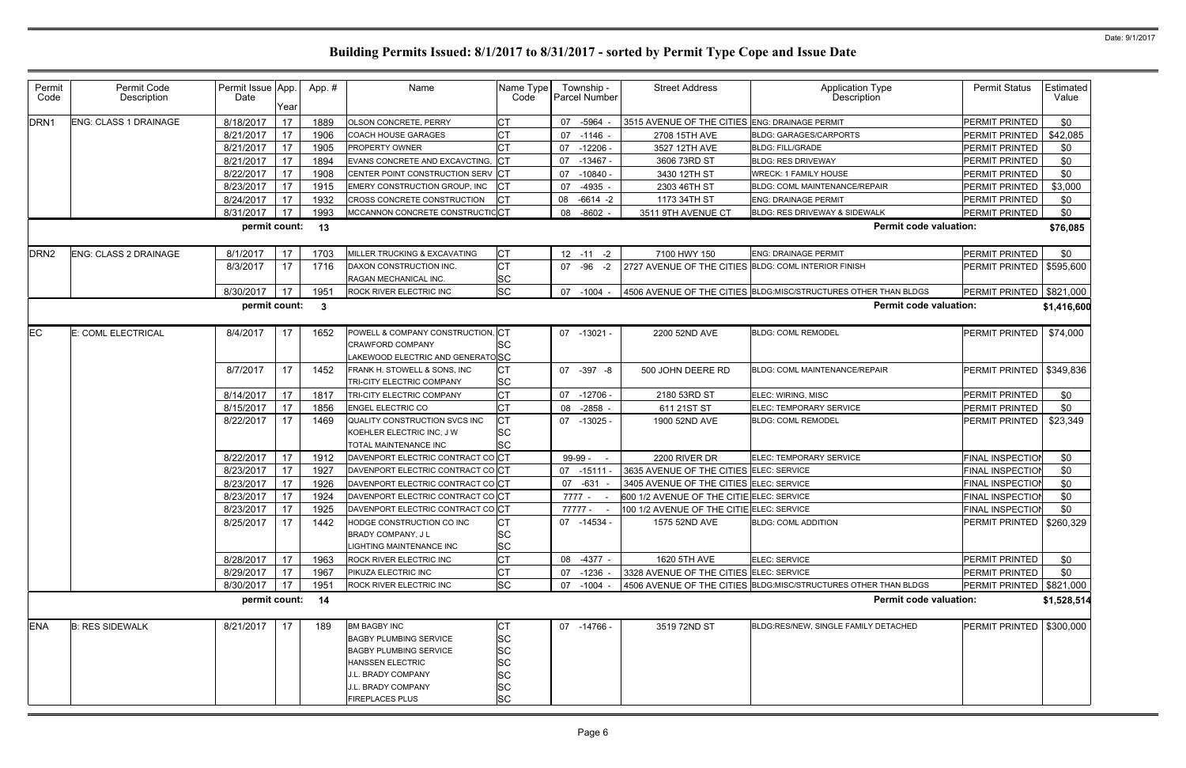# Building Permits Issued: 8/1/2017 to 8/31/2017 - sorted by Permit Type Cope and Issue Date

Date: 9/1/2017

| Permit Code | Permit Code Description | Permit Issue Date | App. Year | App. # | Name | Name Type Code | Township - Parcel Number | Street Address | Application Type Description | Permit Status | Estimated Value |
|---|---|---|---|---|---|---|---|---|---|---|---|
| DRN1 | ENG: CLASS 1 DRAINAGE | 8/18/2017 | 17 | 1889 | OLSON CONCRETE, PERRY | CT | 07 -5964 - | 3515 AVENUE OF THE CITIES | ENG: DRAINAGE PERMIT | PERMIT PRINTED | $0 |
| | | 8/21/2017 | 17 | 1906 | COACH HOUSE GARAGES | CT | 07 -1146 - | 2708 15TH AVE | BLDG: GARAGES/CARPORTS | PERMIT PRINTED | $42,085 |
| | | 8/21/2017 | 17 | 1905 | PROPERTY OWNER | CT | 07 -12206 - | 3527 12TH AVE | BLDG: FILL/GRADE | PERMIT PRINTED | $0 |
| | | 8/21/2017 | 17 | 1894 | EVANS CONCRETE AND EXCAVCTING, | CT | 07 -13467 - | 3606 73RD ST | BLDG: RES DRIVEWAY | PERMIT PRINTED | $0 |
| | | 8/22/2017 | 17 | 1908 | CENTER POINT CONSTRUCTION SERV | CT | 07 -10840 - | 3430 12TH ST | WRECK: 1 FAMILY HOUSE | PERMIT PRINTED | $0 |
| | | 8/23/2017 | 17 | 1915 | EMERY CONSTRUCTION GROUP, INC | CT | 07 -4935 - | 2303 46TH ST | BLDG: COML MAINTENANCE/REPAIR | PERMIT PRINTED | $3,000 |
| | | 8/24/2017 | 17 | 1932 | CROSS CONCRETE CONSTRUCTION | CT | 08 -6614 -2 | 1173 34TH ST | ENG: DRAINAGE PERMIT | PERMIT PRINTED | $0 |
| | | 8/31/2017 | 17 | 1993 | MCCANNON CONCRETE CONSTRUCTIO | CT | 08 -8602 - | 3511 9TH AVENUE CT | BLDG: RES DRIVEWAY & SIDEWALK | PERMIT PRINTED | $0 |
| | | permit count: | | 13 | | | | | Permit code valuation: | | $76,085 |
| DRN2 | ENG: CLASS 2 DRAINAGE | 8/1/2017 | 17 | 1703 | MILLER TRUCKING & EXCAVATING | CT | 12 -11 -2 | 7100 HWY 150 | ENG: DRAINAGE PERMIT | PERMIT PRINTED | $0 |
| | | 8/3/2017 | 17 | 1716 | DAXON CONSTRUCTION INC.<br>RAGAN MECHANICAL INC. | CT<br>SC | 07 -96 -2 | 2727 AVENUE OF THE CITIES | BLDG: COML INTERIOR FINISH | PERMIT PRINTED | $595,600 |
| | | 8/30/2017 | 17 | 1951 | ROCK RIVER ELECTRIC INC | SC | 07 -1004 - | 4506 AVENUE OF THE CITIES | BLDG:MISC/STRUCTURES OTHER THAN BLDGS | PERMIT PRINTED | $821,000 |
| | | permit count: | | 3 | | | | | Permit code valuation: | | $1,416,600 |
| EC | E: COML ELECTRICAL | 8/4/2017 | 17 | 1652 | POWELL & COMPANY CONSTRUCTION,<br>CRAWFORD COMPANY<br>LAKEWOOD ELECTRIC AND GENERATO | CT<br>SC<br>SC | 07 -13021 - | 2200 52ND AVE | BLDG: COML REMODEL | PERMIT PRINTED | $74,000 |
| | | 8/7/2017 | 17 | 1452 | FRANK H. STOWELL & SONS, INC<br>TRI-CITY ELECTRIC COMPANY | CT<br>SC | 07 -397 -8 | 500 JOHN DEERE RD | BLDG: COML MAINTENANCE/REPAIR | PERMIT PRINTED | $349,836 |
| | | 8/14/2017 | 17 | 1817 | TRI-CITY ELECTRIC COMPANY | CT | 07 -12706 - | 2180 53RD ST | ELEC: WIRING, MISC | PERMIT PRINTED | $0 |
| | | 8/15/2017 | 17 | 1856 | ENGEL ELECTRIC CO | CT | 08 -2858 - | 611 21ST ST | ELEC: TEMPORARY SERVICE | PERMIT PRINTED | $0 |
| | | 8/22/2017 | 17 | 1469 | QUALITY CONSTRUCTION SVCS INC<br>KOEHLER ELECTRIC INC, J W<br>TOTAL MAINTENANCE INC | CT<br>SC<br>SC | 07 -13025 - | 1900 52ND AVE | BLDG: COML REMODEL | PERMIT PRINTED | $23,349 |
| | | 8/22/2017 | 17 | 1912 | DAVENPORT ELECTRIC CONTRACT CO | CT | 99-99 - - | 2200 RIVER DR | ELEC: TEMPORARY SERVICE | FINAL INSPECTION | $0 |
| | | 8/23/2017 | 17 | 1927 | DAVENPORT ELECTRIC CONTRACT CO | CT | 07 -15111 - | 3635 AVENUE OF THE CITIES | ELEC: SERVICE | FINAL INSPECTION | $0 |
| | | 8/23/2017 | 17 | 1926 | DAVENPORT ELECTRIC CONTRACT CO | CT | 07 -631 - | 3405 AVENUE OF THE CITIES | ELEC: SERVICE | FINAL INSPECTION | $0 |
| | | 8/23/2017 | 17 | 1924 | DAVENPORT ELECTRIC CONTRACT CO | CT | 7777 - - | 600 1/2 AVENUE OF THE CITIE | ELEC: SERVICE | FINAL INSPECTION | $0 |
| | | 8/23/2017 | 17 | 1925 | DAVENPORT ELECTRIC CONTRACT CO | CT | 77777 - - | 100 1/2 AVENUE OF THE CITIE | ELEC: SERVICE | FINAL INSPECTION | $0 |
| | | 8/25/2017 | 17 | 1442 | HODGE CONSTRUCTION CO INC<br>BRADY COMPANY, J L<br>LIGHTING MAINTENANCE INC | CT<br>SC<br>SC | 07 -14534 - | 1575 52ND AVE | BLDG: COML ADDITION | PERMIT PRINTED | $260,329 |
| | | 8/28/2017 | 17 | 1963 | ROCK RIVER ELECTRIC INC | CT | 08 -4377 - | 1620 5TH AVE | ELEC: SERVICE | PERMIT PRINTED | $0 |
| | | 8/29/2017 | 17 | 1967 | PIKUZA ELECTRIC INC | CT | 07 -1236 - | 3328 AVENUE OF THE CITIES | ELEC: SERVICE | PERMIT PRINTED | $0 |
| | | 8/30/2017 | 17 | 1951 | ROCK RIVER ELECTRIC INC | SC | 07 -1004 - | 4506 AVENUE OF THE CITIES | BLDG:MISC/STRUCTURES OTHER THAN BLDGS | PERMIT PRINTED | $821,000 |
| | | permit count: | | 14 | | | | | Permit code valuation: | | $1,528,514 |
| ENA | B: RES SIDEWALK | 8/21/2017 | 17 | 189 | BM BAGBY INC<br>BAGBY PLUMBING SERVICE<br>BAGBY PLUMBING SERVICE<br>HANSSEN ELECTRIC<br>J.L. BRADY COMPANY<br>J.L. BRADY COMPANY<br>FIREPLACES PLUS | CT<br>SC<br>SC<br>SC<br>SC<br>SC<br>SC | 07 -14766 - | 3519 72ND ST | BLDG:RES/NEW, SINGLE FAMILY DETACHED | PERMIT PRINTED | $300,000 |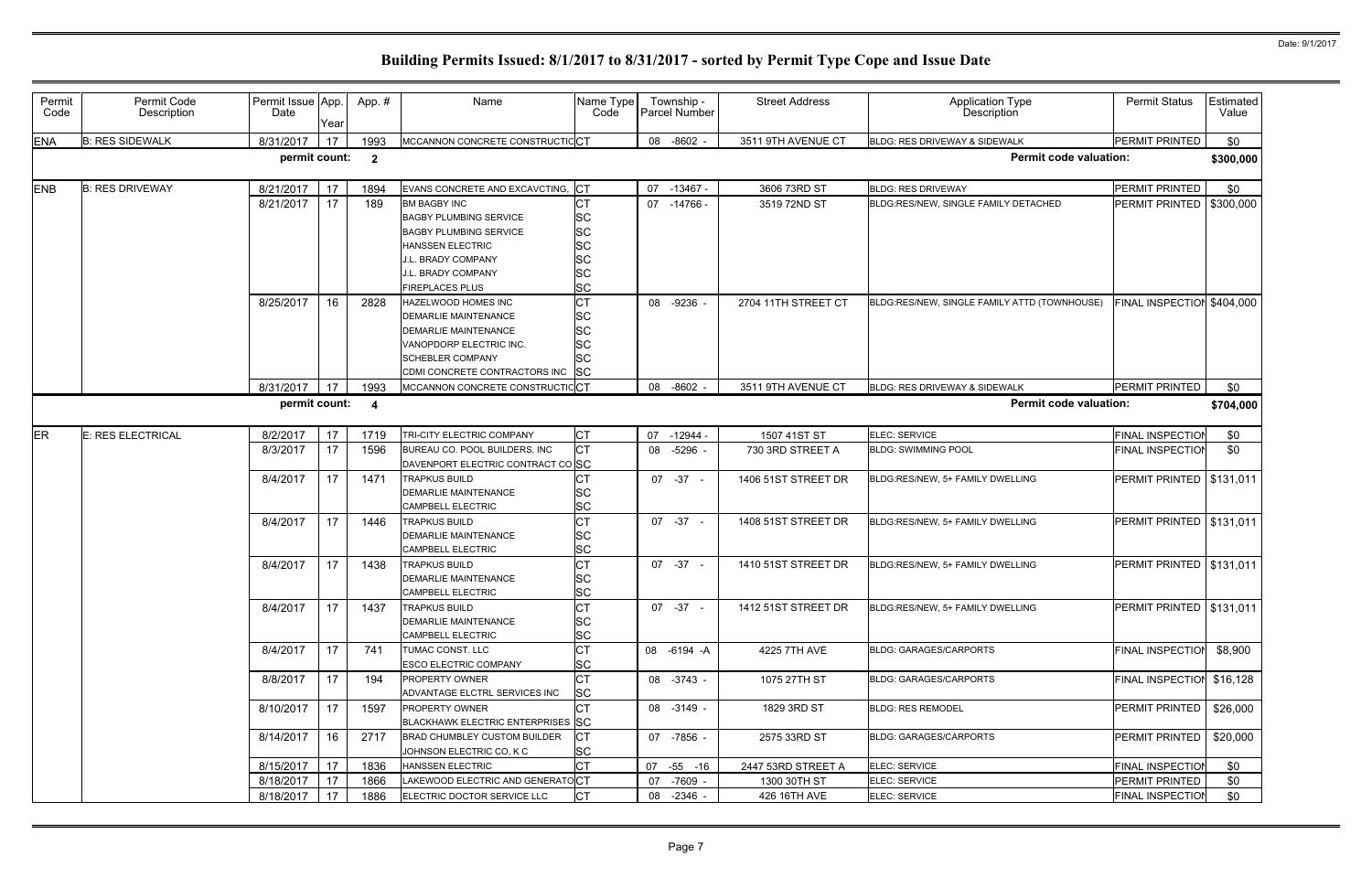# Building Permits Issued: 8/1/2017 to 8/31/2017 - sorted by Permit Type Cope and Issue Date

| Permit Code | Permit Code Description | Permit Issue Date | App. Year | App. # | Name | Name Type Code | Township - Parcel Number | Street Address | Application Type Description | Permit Status | Estimated Value |
|---|---|---|---|---|---|---|---|---|---|---|---|
| ENA | B: RES SIDEWALK | 8/31/2017 | 17 | 1993 | MCCANNON CONCRETE CONSTRUCTIO | CT | 08 -8602 - | 3511 9TH AVENUE CT | BLDG: RES DRIVEWAY & SIDEWALK | PERMIT PRINTED | $0 |
| | | permit count: | | 2 | | | | | Permit code valuation: | | $300,000 |
| ENB | B: RES DRIVEWAY | 8/21/2017 | 17 | 1894 | EVANS CONCRETE AND EXCAVCTING, | CT | 07 -13467 - | 3606 73RD ST | BLDG: RES DRIVEWAY | PERMIT PRINTED | $0 |
| | | 8/21/2017 | 17 | 189 | BM BAGBY INC | CT | 07 -14766 - | 3519 72ND ST | BLDG:RES/NEW, SINGLE FAMILY DETACHED | PERMIT PRINTED | $300,000 |
| | | | | | BAGBY PLUMBING SERVICE | SC | | | | | |
| | | | | | BAGBY PLUMBING SERVICE | SC | | | | | |
| | | | | | HANSSEN ELECTRIC | SC | | | | | |
| | | | | | J.L. BRADY COMPANY | SC | | | | | |
| | | | | | J.L. BRADY COMPANY | SC | | | | | |
| | | | | | FIREPLACES PLUS | SC | | | | | |
| | | 8/25/2017 | 16 | 2828 | HAZELWOOD HOMES INC | CT | 08 -9236 - | 2704 11TH STREET CT | BLDG:RES/NEW, SINGLE FAMILY ATTD (TOWNHOUSE) | FINAL INSPECTION | $404,000 |
| | | | | | DEMARLIE MAINTENANCE | SC | | | | | |
| | | | | | DEMARLIE MAINTENANCE | SC | | | | | |
| | | | | | VANOPDORP ELECTRIC INC. | SC | | | | | |
| | | | | | SCHEBLER COMPANY | SC | | | | | |
| | | | | | CDMI CONCRETE CONTRACTORS INC | SC | | | | | |
| | | 8/31/2017 | 17 | 1993 | MCCANNON CONCRETE CONSTRUCTIO | CT | 08 -8602 - | 3511 9TH AVENUE CT | BLDG: RES DRIVEWAY & SIDEWALK | PERMIT PRINTED | $0 |
| | | permit count: | | 4 | | | | | Permit code valuation: | | $704,000 |
| ER | E: RES ELECTRICAL | 8/2/2017 | 17 | 1719 | TRI-CITY ELECTRIC COMPANY | CT | 07 -12944 - | 1507 41ST ST | ELEC: SERVICE | FINAL INSPECTION | $0 |
| | | 8/3/2017 | 17 | 1596 | BUREAU CO. POOL BUILDERS, INC | CT | 08 -5296 - | 730 3RD STREET A | BLDG: SWIMMING POOL | FINAL INSPECTION | $0 |
| | | | | | DAVENPORT ELECTRIC CONTRACT CO | SC | | | | | |
| | | 8/4/2017 | 17 | 1471 | TRAPKUS BUILD | CT | 07 -37 - | 1406 51ST STREET DR | BLDG:RES/NEW, 5+ FAMILY DWELLING | PERMIT PRINTED | $131,011 |
| | | | | | DEMARLIE MAINTENANCE | SC | | | | | |
| | | | | | CAMPBELL ELECTRIC | SC | | | | | |
| | | 8/4/2017 | 17 | 1446 | TRAPKUS BUILD | CT | 07 -37 - | 1408 51ST STREET DR | BLDG:RES/NEW, 5+ FAMILY DWELLING | PERMIT PRINTED | $131,011 |
| | | | | | DEMARLIE MAINTENANCE | SC | | | | | |
| | | | | | CAMPBELL ELECTRIC | SC | | | | | |
| | | 8/4/2017 | 17 | 1438 | TRAPKUS BUILD | CT | 07 -37 - | 1410 51ST STREET DR | BLDG:RES/NEW, 5+ FAMILY DWELLING | PERMIT PRINTED | $131,011 |
| | | | | | DEMARLIE MAINTENANCE | SC | | | | | |
| | | | | | CAMPBELL ELECTRIC | SC | | | | | |
| | | 8/4/2017 | 17 | 1437 | TRAPKUS BUILD | CT | 07 -37 - | 1412 51ST STREET DR | BLDG:RES/NEW, 5+ FAMILY DWELLING | PERMIT PRINTED | $131,011 |
| | | | | | DEMARLIE MAINTENANCE | SC | | | | | |
| | | | | | CAMPBELL ELECTRIC | SC | | | | | |
| | | 8/4/2017 | 17 | 741 | TUMAC CONST. LLC | CT | 08 -6194 -A | 4225 7TH AVE | BLDG: GARAGES/CARPORTS | FINAL INSPECTION | $8,900 |
| | | | | | ESCO ELECTRIC COMPANY | SC | | | | | |
| | | 8/8/2017 | 17 | 194 | PROPERTY OWNER | CT | 08 -3743 - | 1075 27TH ST | BLDG: GARAGES/CARPORTS | FINAL INSPECTION | $16,128 |
| | | | | | ADVANTAGE ELCTRL SERVICES INC | SC | | | | | |
| | | 8/10/2017 | 17 | 1597 | PROPERTY OWNER | CT | 08 -3149 - | 1829 3RD ST | BLDG: RES REMODEL | PERMIT PRINTED | $26,000 |
| | | | | | BLACKHAWK ELECTRIC ENTERPRISES | SC | | | | | |
| | | 8/14/2017 | 16 | 2717 | BRAD CHUMBLEY CUSTOM BUILDER | CT | 07 -7856 - | 2575 33RD ST | BLDG: GARAGES/CARPORTS | PERMIT PRINTED | $20,000 |
| | | | | | JOHNSON ELECTRIC CO, K C | SC | | | | | |
| | | 8/15/2017 | 17 | 1836 | HANSSEN ELECTRIC | CT | 07 -55 -16 | 2447 53RD STREET A | ELEC: SERVICE | FINAL INSPECTION | $0 |
| | | 8/18/2017 | 17 | 1866 | LAKEWOOD ELECTRIC AND GENERATO | CT | 07 -7609 - | 1300 30TH ST | ELEC: SERVICE | PERMIT PRINTED | $0 |
| | | 8/18/2017 | 17 | 1886 | ELECTRIC DOCTOR SERVICE LLC | CT | 08 -2346 - | 426 16TH AVE | ELEC: SERVICE | FINAL INSPECTION | $0 |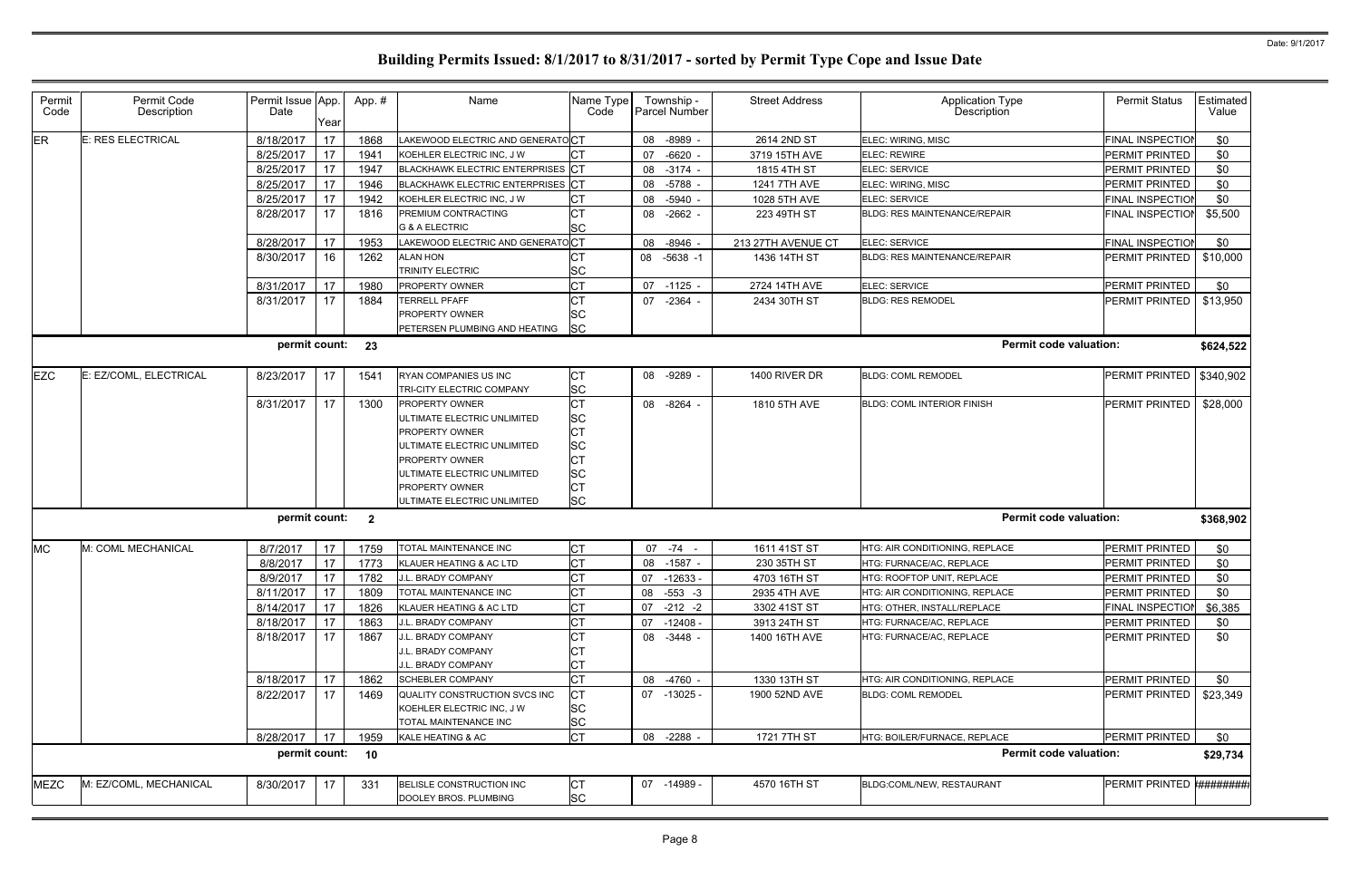# Building Permits Issued: 8/1/2017 to 8/31/2017 - sorted by Permit Type Cope and Issue Date

Date: 9/1/2017

| Permit Code | Permit Code Description | Permit Issue Date | App. Year | App. # | Name | Name Type Code | Township - Parcel Number | Street Address | Application Type Description | Permit Status | Estimated Value |
|---|---|---|---|---|---|---|---|---|---|---|---|
| ER | E: RES ELECTRICAL | 8/18/2017 | 17 | 1868 | LAKEWOOD ELECTRIC AND GENERATO | CT | 08 -8989 - | 2614 2ND ST | ELEC: WIRING, MISC | FINAL INSPECTION | $0 |
| | | 8/25/2017 | 17 | 1941 | KOEHLER ELECTRIC INC, J W | CT | 07 -6620 - | 3719 15TH AVE | ELEC: REWIRE | PERMIT PRINTED | $0 |
| | | 8/25/2017 | 17 | 1947 | BLACKHAWK ELECTRIC ENTERPRISES | CT | 08 -3174 - | 1815 4TH ST | ELEC: SERVICE | PERMIT PRINTED | $0 |
| | | 8/25/2017 | 17 | 1946 | BLACKHAWK ELECTRIC ENTERPRISES | CT | 08 -5788 - | 1241 7TH AVE | ELEC: WIRING, MISC | PERMIT PRINTED | $0 |
| | | 8/25/2017 | 17 | 1942 | KOEHLER ELECTRIC INC, J W | CT | 08 -5940 - | 1028 5TH AVE | ELEC: SERVICE | FINAL INSPECTION | $0 |
| | | 8/28/2017 | 17 | 1816 | PREMIUM CONTRACTING<br>G & A ELECTRIC | CT<br>SC | 08 -2662 - | 223 49TH ST | BLDG: RES MAINTENANCE/REPAIR | FINAL INSPECTION | $5,500 |
| | | 8/28/2017 | 17 | 1953 | LAKEWOOD ELECTRIC AND GENERATO | CT | 08 -8946 - | 213 27TH AVENUE CT | ELEC: SERVICE | FINAL INSPECTION | $0 |
| | | 8/30/2017 | 16 | 1262 | ALAN HON<br>TRINITY ELECTRIC | CT<br>SC | 08 -5638 -1 | 1436 14TH ST | BLDG: RES MAINTENANCE/REPAIR | PERMIT PRINTED | $10,000 |
| | | 8/31/2017 | 17 | 1980 | PROPERTY OWNER | CT | 07 -1125 - | 2724 14TH AVE | ELEC: SERVICE | PERMIT PRINTED | $0 |
| | | 8/31/2017 | 17 | 1884 | TERRELL PFAFF<br>PROPERTY OWNER<br>PETERSEN PLUMBING AND HEATING | CT<br>SC<br>SC | 07 -2364 - | 2434 30TH ST | BLDG: RES REMODEL | PERMIT PRINTED | $13,950 |
| | | **permit count:** | | **23** | | | | | **Permit code valuation:** | | **$624,522** |
| EZC | E: EZ/COML, ELECTRICAL | 8/23/2017 | 17 | 1541 | RYAN COMPANIES US INC<br>TRI-CITY ELECTRIC COMPANY | CT<br>SC | 08 -9289 - | 1400 RIVER DR | BLDG: COML REMODEL | PERMIT PRINTED | $340,902 |
| | | 8/31/2017 | 17 | 1300 | PROPERTY OWNER<br>ULTIMATE ELECTRIC UNLIMITED<br>PROPERTY OWNER<br>ULTIMATE ELECTRIC UNLIMITED<br>PROPERTY OWNER<br>ULTIMATE ELECTRIC UNLIMITED<br>PROPERTY OWNER<br>ULTIMATE ELECTRIC UNLIMITED | CT<br>SC<br>CT<br>SC<br>CT<br>SC<br>CT<br>SC | 08 -8264 - | 1810 5TH AVE | BLDG: COML INTERIOR FINISH | PERMIT PRINTED | $28,000 |
| | | **permit count:** | | **2** | | | | | **Permit code valuation:** | | **$368,902** |
| MC | M: COML MECHANICAL | 8/7/2017 | 17 | 1759 | TOTAL MAINTENANCE INC | CT | 07 -74 - | 1611 41ST ST | HTG: AIR CONDITIONING, REPLACE | PERMIT PRINTED | $0 |
| | | 8/8/2017 | 17 | 1773 | KLAUER HEATING & AC LTD | CT | 08 -1587 - | 230 35TH ST | HTG: FURNACE/AC, REPLACE | PERMIT PRINTED | $0 |
| | | 8/9/2017 | 17 | 1782 | J.L. BRADY COMPANY | CT | 07 -12633 - | 4703 16TH ST | HTG: ROOFTOP UNIT, REPLACE | PERMIT PRINTED | $0 |
| | | 8/11/2017 | 17 | 1809 | TOTAL MAINTENANCE INC | CT | 08 -553 -3 | 2935 4TH AVE | HTG: AIR CONDITIONING, REPLACE | PERMIT PRINTED | $0 |
| | | 8/14/2017 | 17 | 1826 | KLAUER HEATING & AC LTD | CT | 07 -212 -2 | 3302 41ST ST | HTG: OTHER, INSTALL/REPLACE | FINAL INSPECTION | $6,385 |
| | | 8/18/2017 | 17 | 1863 | J.L. BRADY COMPANY | CT | 07 -12408 - | 3913 24TH ST | HTG: FURNACE/AC, REPLACE | PERMIT PRINTED | $0 |
| | | 8/18/2017 | 17 | 1867 | J.L. BRADY COMPANY<br>J.L. BRADY COMPANY<br>J.L. BRADY COMPANY | CT<br>CT<br>CT | 08 -3448 - | 1400 16TH AVE | HTG: FURNACE/AC, REPLACE | PERMIT PRINTED | $0 |
| | | 8/18/2017 | 17 | 1862 | SCHEBLER COMPANY | CT | 08 -4760 - | 1330 13TH ST | HTG: AIR CONDITIONING, REPLACE | PERMIT PRINTED | $0 |
| | | 8/22/2017 | 17 | 1469 | QUALITY CONSTRUCTION SVCS INC<br>KOEHLER ELECTRIC INC, J W<br>TOTAL MAINTENANCE INC | CT<br>SC<br>SC | 07 -13025 - | 1900 52ND AVE | BLDG: COML REMODEL | PERMIT PRINTED | $23,349 |
| | | 8/28/2017 | 17 | 1959 | KALE HEATING & AC | CT | 08 -2288 - | 1721 7TH ST | HTG: BOILER/FURNACE, REPLACE | PERMIT PRINTED | $0 |
| | | **permit count:** | | **10** | | | | | **Permit code valuation:** | | **$29,734** |
| MEZC | M: EZ/COML, MECHANICAL | 8/30/2017 | 17 | 331 | BELISLE CONSTRUCTION INC<br>DOOLEY BROS. PLUMBING | CT<br>SC | 07 -14989 - | 4570 16TH ST | BLDG:COML/NEW, RESTAURANT | PERMIT PRINTED | ######## |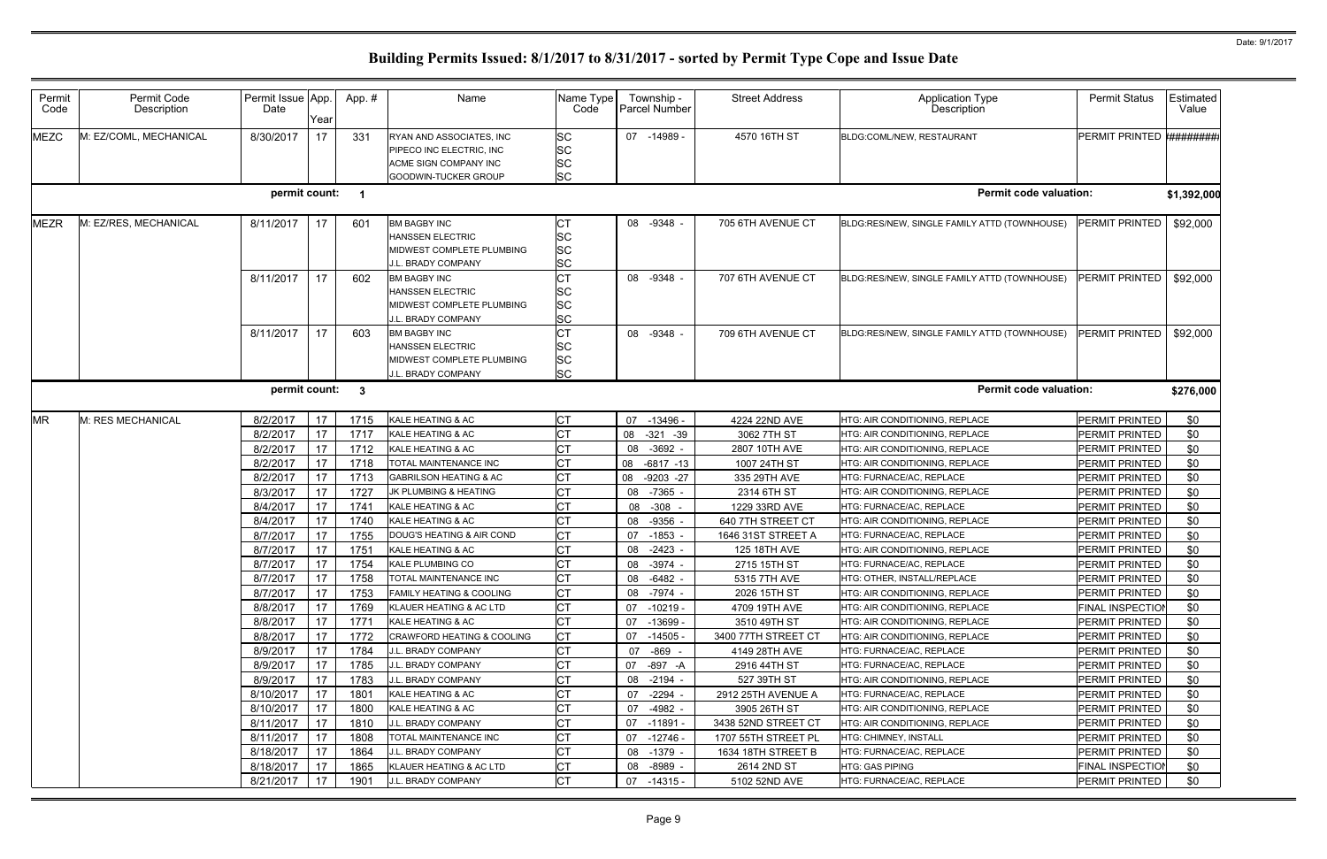# Building Permits Issued: 8/1/2017 to 8/31/2017 - sorted by Permit Type Cope and Issue Date

| Permit Code | Permit Code Description | Permit Issue Date | App. Year | App. # | Name | Name Type Code | Township - Parcel Number | Street Address | Application Type Description | Permit Status | Estimated Value |
|---|---|---|---|---|---|---|---|---|---|---|---|
| MEZC | M: EZ/COML, MECHANICAL | 8/30/2017 | 17 | 331 | RYAN AND ASSOCIATES, INC | SC | 07 -14989 - | 4570 16TH ST | BLDG:COML/NEW, RESTAURANT | PERMIT PRINTED | ######## |
| | | | | | PIPECO INC ELECTRIC, INC | SC | | | | | |
| | | | | | ACME SIGN COMPANY INC | SC | | | | | |
| | | | | | GOODWIN-TUCKER GROUP | SC | | | | | |
| | | permit count: | | 1 | | | | | Permit code valuation: | | $1,392,000 |
| MEZR | M: EZ/RES, MECHANICAL | 8/11/2017 | 17 | 601 | BM BAGBY INC | CT | 08 -9348 - | 705 6TH AVENUE CT | BLDG:RES/NEW, SINGLE FAMILY ATTD (TOWNHOUSE) | PERMIT PRINTED | $92,000 |
| | | | | | HANSSEN ELECTRIC | SC | | | | | |
| | | | | | MIDWEST COMPLETE PLUMBING | SC | | | | | |
| | | | | | J.L. BRADY COMPANY | SC | | | | | |
| | | 8/11/2017 | 17 | 602 | BM BAGBY INC | CT | 08 -9348 - | 707 6TH AVENUE CT | BLDG:RES/NEW, SINGLE FAMILY ATTD (TOWNHOUSE) | PERMIT PRINTED | $92,000 |
| | | | | | HANSSEN ELECTRIC | SC | | | | | |
| | | | | | MIDWEST COMPLETE PLUMBING | SC | | | | | |
| | | | | | J.L. BRADY COMPANY | SC | | | | | |
| | | 8/11/2017 | 17 | 603 | BM BAGBY INC | CT | 08 -9348 - | 709 6TH AVENUE CT | BLDG:RES/NEW, SINGLE FAMILY ATTD (TOWNHOUSE) | PERMIT PRINTED | $92,000 |
| | | | | | HANSSEN ELECTRIC | SC | | | | | |
| | | | | | MIDWEST COMPLETE PLUMBING | SC | | | | | |
| | | | | | J.L. BRADY COMPANY | SC | | | | | |
| | | permit count: | | 3 | | | | | Permit code valuation: | | $276,000 |
| MR | M: RES MECHANICAL | 8/2/2017 | 17 | 1715 | KALE HEATING & AC | CT | 07 -13496 - | 4224 22ND AVE | HTG: AIR CONDITIONING, REPLACE | PERMIT PRINTED | $0 |
| | | 8/2/2017 | 17 | 1717 | KALE HEATING & AC | CT | 08 -321 -39 | 3062 7TH ST | HTG: AIR CONDITIONING, REPLACE | PERMIT PRINTED | $0 |
| | | 8/2/2017 | 17 | 1712 | KALE HEATING & AC | CT | 08 -3692 - | 2807 10TH AVE | HTG: AIR CONDITIONING, REPLACE | PERMIT PRINTED | $0 |
| | | 8/2/2017 | 17 | 1718 | TOTAL MAINTENANCE INC | CT | 08 -6817 -13 | 1007 24TH ST | HTG: AIR CONDITIONING, REPLACE | PERMIT PRINTED | $0 |
| | | 8/2/2017 | 17 | 1713 | GABRILSON HEATING & AC | CT | 08 -9203 -27 | 335 29TH AVE | HTG: FURNACE/AC, REPLACE | PERMIT PRINTED | $0 |
| | | 8/3/2017 | 17 | 1727 | JK PLUMBING & HEATING | CT | 08 -7365 - | 2314 6TH ST | HTG: AIR CONDITIONING, REPLACE | PERMIT PRINTED | $0 |
| | | 8/4/2017 | 17 | 1741 | KALE HEATING & AC | CT | 08 -308 - | 1229 33RD AVE | HTG: FURNACE/AC, REPLACE | PERMIT PRINTED | $0 |
| | | 8/4/2017 | 17 | 1740 | KALE HEATING & AC | CT | 08 -9356 - | 640 7TH STREET CT | HTG: AIR CONDITIONING, REPLACE | PERMIT PRINTED | $0 |
| | | 8/7/2017 | 17 | 1755 | DOUG'S HEATING & AIR COND | CT | 07 -1853 - | 1646 31ST STREET A | HTG: FURNACE/AC, REPLACE | PERMIT PRINTED | $0 |
| | | 8/7/2017 | 17 | 1751 | KALE HEATING & AC | CT | 08 -2423 - | 125 18TH AVE | HTG: AIR CONDITIONING, REPLACE | PERMIT PRINTED | $0 |
| | | 8/7/2017 | 17 | 1754 | KALE PLUMBING CO | CT | 08 -3974 - | 2715 15TH ST | HTG: FURNACE/AC, REPLACE | PERMIT PRINTED | $0 |
| | | 8/7/2017 | 17 | 1758 | TOTAL MAINTENANCE INC | CT | 08 -6482 - | 5315 7TH AVE | HTG: OTHER, INSTALL/REPLACE | PERMIT PRINTED | $0 |
| | | 8/7/2017 | 17 | 1753 | FAMILY HEATING & COOLING | CT | 08 -7974 - | 2026 15TH ST | HTG: AIR CONDITIONING, REPLACE | PERMIT PRINTED | $0 |
| | | 8/8/2017 | 17 | 1769 | KLAUER HEATING & AC LTD | CT | 07 -10219 - | 4709 19TH AVE | HTG: AIR CONDITIONING, REPLACE | FINAL INSPECTION | $0 |
| | | 8/8/2017 | 17 | 1771 | KALE HEATING & AC | CT | 07 -13699 - | 3510 49TH ST | HTG: AIR CONDITIONING, REPLACE | PERMIT PRINTED | $0 |
| | | 8/8/2017 | 17 | 1772 | CRAWFORD HEATING & COOLING | CT | 07 -14505 - | 3400 77TH STREET CT | HTG: AIR CONDITIONING, REPLACE | PERMIT PRINTED | $0 |
| | | 8/9/2017 | 17 | 1784 | J.L. BRADY COMPANY | CT | 07 -869 - | 4149 28TH AVE | HTG: FURNACE/AC, REPLACE | PERMIT PRINTED | $0 |
| | | 8/9/2017 | 17 | 1785 | J.L. BRADY COMPANY | CT | 07 -897 -A | 2916 44TH ST | HTG: FURNACE/AC, REPLACE | PERMIT PRINTED | $0 |
| | | 8/9/2017 | 17 | 1783 | J.L. BRADY COMPANY | CT | 08 -2194 - | 527 39TH ST | HTG: AIR CONDITIONING, REPLACE | PERMIT PRINTED | $0 |
| | | 8/10/2017 | 17 | 1801 | KALE HEATING & AC | CT | 07 -2294 - | 2912 25TH AVENUE A | HTG: FURNACE/AC, REPLACE | PERMIT PRINTED | $0 |
| | | 8/10/2017 | 17 | 1800 | KALE HEATING & AC | CT | 07 -4982 - | 3905 26TH ST | HTG: AIR CONDITIONING, REPLACE | PERMIT PRINTED | $0 |
| | | 8/11/2017 | 17 | 1810 | J.L. BRADY COMPANY | CT | 07 -11891 - | 3438 52ND STREET CT | HTG: AIR CONDITIONING, REPLACE | PERMIT PRINTED | $0 |
| | | 8/11/2017 | 17 | 1808 | TOTAL MAINTENANCE INC | CT | 07 -12746 - | 1707 55TH STREET PL | HTG: CHIMNEY, INSTALL | PERMIT PRINTED | $0 |
| | | 8/18/2017 | 17 | 1864 | J.L. BRADY COMPANY | CT | 08 -1379 - | 1634 18TH STREET B | HTG: FURNACE/AC, REPLACE | PERMIT PRINTED | $0 |
| | | 8/18/2017 | 17 | 1865 | KLAUER HEATING & AC LTD | CT | 08 -8989 - | 2614 2ND ST | HTG: GAS PIPING | FINAL INSPECTION | $0 |
| | | 8/21/2017 | 17 | 1901 | J.L. BRADY COMPANY | CT | 07 -14315 - | 5102 52ND AVE | HTG: FURNACE/AC, REPLACE | PERMIT PRINTED | $0 |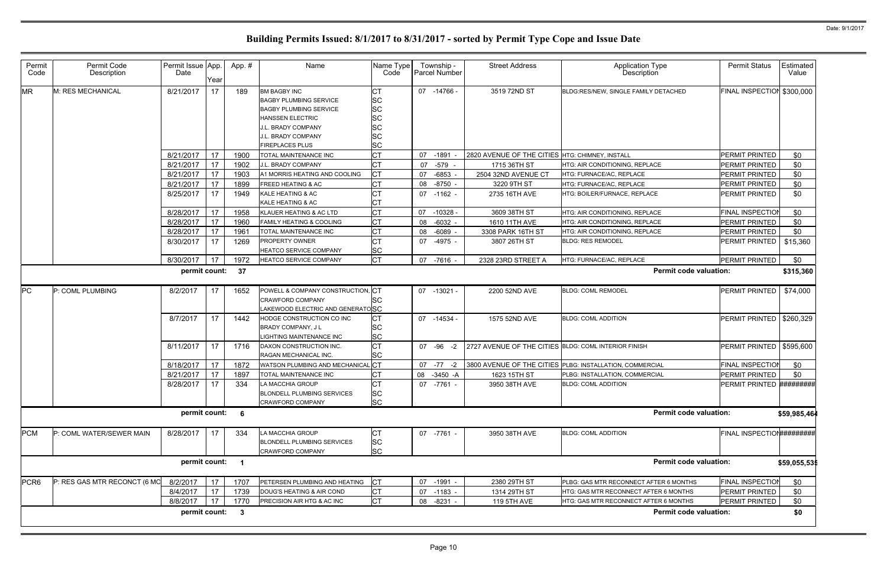# Building Permits Issued: 8/1/2017 to 8/31/2017 - sorted by Permit Type Cope and Issue Date

| Permit Code | Permit Code Description | Permit Issue Date | App. Year | App. # | Name | Name Type Code | Township - Parcel Number | Street Address | Application Type Description | Permit Status | Estimated Value |
|---|---|---|---|---|---|---|---|---|---|---|---|
| MR | M: RES MECHANICAL | 8/21/2017 | 17 | 189 | BM BAGBY INC | CT | 07 -14766 - | 3519 72ND ST | BLDG:RES/NEW, SINGLE FAMILY DETACHED | FINAL INSPECTION | $300,000 |
| | | | | | BAGBY PLUMBING SERVICE | SC | | | | | |
| | | | | | BAGBY PLUMBING SERVICE | SC | | | | | |
| | | | | | HANSSEN ELECTRIC | SC | | | | | |
| | | | | | J.L. BRADY COMPANY | SC | | | | | |
| | | | | | J.L. BRADY COMPANY | SC | | | | | |
| | | | | | FIREPLACES PLUS | SC | | | | | |
| | | 8/21/2017 | 17 | 1900 | TOTAL MAINTENANCE INC | CT | 07 -1891 - | 2820 AVENUE OF THE CITIES | HTG: CHIMNEY, INSTALL | PERMIT PRINTED | $0 |
| | | 8/21/2017 | 17 | 1902 | J.L. BRADY COMPANY | CT | 07 -579 - | 1715 36TH ST | HTG: AIR CONDITIONING, REPLACE | PERMIT PRINTED | $0 |
| | | 8/21/2017 | 17 | 1903 | A1 MORRIS HEATING AND COOLING | CT | 07 -6853 - | 2504 32ND AVENUE CT | HTG: FURNACE/AC, REPLACE | PERMIT PRINTED | $0 |
| | | 8/21/2017 | 17 | 1899 | FREED HEATING & AC | CT | 08 -8750 - | 3220 9TH ST | HTG: FURNACE/AC, REPLACE | PERMIT PRINTED | $0 |
| | | 8/25/2017 | 17 | 1949 | KALE HEATING & AC | CT | 07 -1162 - | 2735 16TH AVE | HTG: BOILER/FURNACE, REPLACE | PERMIT PRINTED | $0 |
| | | | | | KALE HEATING & AC | CT | | | | | |
| | | 8/28/2017 | 17 | 1958 | KLAUER HEATING & AC LTD | CT | 07 -10328 - | 3609 38TH ST | HTG: AIR CONDITIONING, REPLACE | FINAL INSPECTION | $0 |
| | | 8/28/2017 | 17 | 1960 | FAMILY HEATING & COOLING | CT | 08 -6032 - | 1610 11TH AVE | HTG: AIR CONDITIONING, REPLACE | PERMIT PRINTED | $0 |
| | | 8/28/2017 | 17 | 1961 | TOTAL MAINTENANCE INC | CT | 08 -6089 - | 3308 PARK 16TH ST | HTG: AIR CONDITIONING, REPLACE | PERMIT PRINTED | $0 |
| | | 8/30/2017 | 17 | 1269 | PROPERTY OWNER | CT | 07 -4975 - | 3807 26TH ST | BLDG: RES REMODEL | PERMIT PRINTED | $15,360 |
| | | | | | HEATCO SERVICE COMPANY | SC | | | | | |
| | | 8/30/2017 | 17 | 1972 | HEATCO SERVICE COMPANY | CT | 07 -7616 - | 2328 23RD STREET A | HTG: FURNACE/AC, REPLACE | PERMIT PRINTED | $0 |
| | | permit count: | | 37 | | | | | Permit code valuation: | | $315,360 |
| PC | P: COML PLUMBING | 8/2/2017 | 17 | 1652 | POWELL & COMPANY CONSTRUCTION, | CT | 07 -13021 - | 2200 52ND AVE | BLDG: COML REMODEL | PERMIT PRINTED | $74,000 |
| | | | | | CRAWFORD COMPANY | SC | | | | | |
| | | | | | LAKEWOOD ELECTRIC AND GENERATO | SC | | | | | |
| | | 8/7/2017 | 17 | 1442 | HODGE CONSTRUCTION CO INC | CT | 07 -14534 - | 1575 52ND AVE | BLDG: COML ADDITION | PERMIT PRINTED | $260,329 |
| | | | | | BRADY COMPANY, J L | SC | | | | | |
| | | | | | LIGHTING MAINTENANCE INC | SC | | | | | |
| | | 8/11/2017 | 17 | 1716 | DAXON CONSTRUCTION INC. | CT | 07 -96 -2 | 2727 AVENUE OF THE CITIES | BLDG: COML INTERIOR FINISH | PERMIT PRINTED | $595,600 |
| | | | | | RAGAN MECHANICAL INC. | SC | | | | | |
| | | 8/18/2017 | 17 | 1872 | WATSON PLUMBING AND MECHANICAL | CT | 07 -77 -2 | 3800 AVENUE OF THE CITIES | PLBG: INSTALLATION, COMMERCIAL | FINAL INSPECTION | $0 |
| | | 8/21/2017 | 17 | 1897 | TOTAL MAINTENANCE INC | CT | 08 -3450 -A | 1623 15TH ST | PLBG: INSTALLATION, COMMERCIAL | PERMIT PRINTED | $0 |
| | | 8/28/2017 | 17 | 334 | LA MACCHIA GROUP | CT | 07 -7761 - | 3950 38TH AVE | BLDG: COML ADDITION | PERMIT PRINTED | ######### |
| | | | | | BLONDELL PLUMBING SERVICES | SC | | | | | |
| | | | | | CRAWFORD COMPANY | SC | | | | | |
| | | permit count: | | 6 | | | | | Permit code valuation: | | $59,985,464 |
| PCM | P: COML WATER/SEWER MAIN | 8/28/2017 | 17 | 334 | LA MACCHIA GROUP | CT | 07 -7761 - | 3950 38TH AVE | BLDG: COML ADDITION | FINAL INSPECTION | ######### |
| | | | | | BLONDELL PLUMBING SERVICES | SC | | | | | |
| | | | | | CRAWFORD COMPANY | SC | | | | | |
| | | permit count: | | 1 | | | | | Permit code valuation: | | $59,055,535 |
| PCR6 | P: RES GAS MTR RECONCT (6 MO | 8/2/2017 | 17 | 1707 | PETERSEN PLUMBING AND HEATING | CT | 07 -1991 - | 2380 29TH ST | PLBG: GAS MTR RECONNECT AFTER 6 MONTHS | FINAL INSPECTION | $0 |
| | | 8/4/2017 | 17 | 1739 | DOUG'S HEATING & AIR COND | CT | 07 -1183 - | 1314 29TH ST | HTG: GAS MTR RECONNECT AFTER 6 MONTHS | PERMIT PRINTED | $0 |
| | | 8/8/2017 | 17 | 1770 | PRECISION AIR HTG & AC INC | CT | 08 -8231 - | 119 5TH AVE | HTG: GAS MTR RECONNECT AFTER 6 MONTHS | PERMIT PRINTED | $0 |
| | | permit count: | | 3 | | | | | Permit code valuation: | | $0 |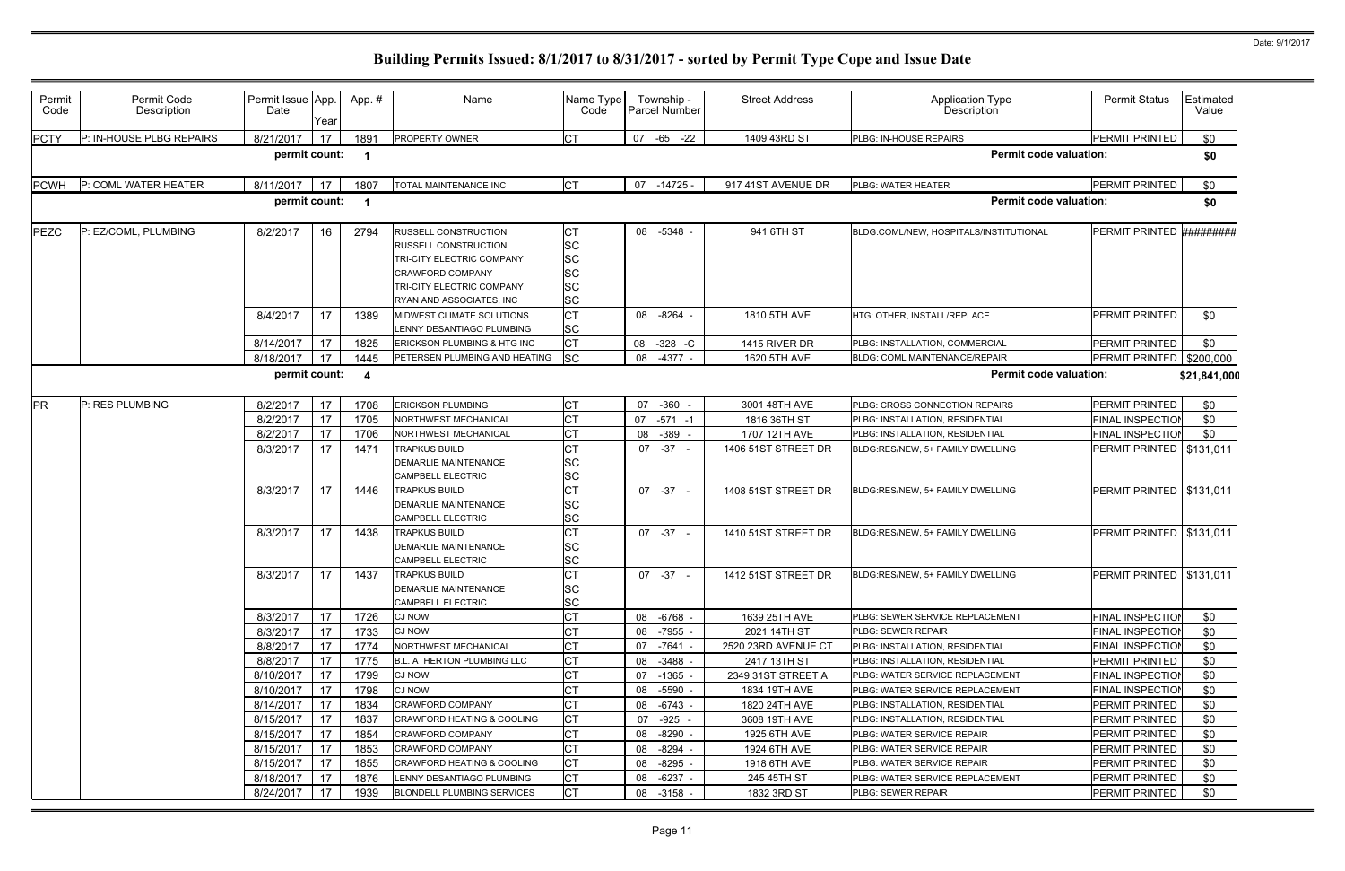# Building Permits Issued: 8/1/2017 to 8/31/2017 - sorted by Permit Type Cope and Issue Date

| Permit Code | Permit Code Description | Permit Issue Date | App. Year | App. # | Name | Name Type Code | Township - Parcel Number | Street Address | Application Type Description | Permit Status | Estimated Value |
|---|---|---|---|---|---|---|---|---|---|---|---|
| PCTY | P: IN-HOUSE PLBG REPAIRS | 8/21/2017 | 17 | 1891 | PROPERTY OWNER | CT | 07 -65 -22 | 1409 43RD ST | PLBG: IN-HOUSE REPAIRS | PERMIT PRINTED | $0 |
| | | permit count: | | 1 | | | | | Permit code valuation: | | $0 |
| PCWH | P: COML WATER HEATER | 8/11/2017 | 17 | 1807 | TOTAL MAINTENANCE INC | CT | 07 -14725 - | 917 41ST AVENUE DR | PLBG: WATER HEATER | PERMIT PRINTED | $0 |
| | | permit count: | | 1 | | | | | Permit code valuation: | | $0 |
| PEZC | P: EZ/COML, PLUMBING | 8/2/2017 | 16 | 2794 | RUSSELL CONSTRUCTION<br>RUSSELL CONSTRUCTION<br>TRI-CITY ELECTRIC COMPANY<br>CRAWFORD COMPANY<br>TRI-CITY ELECTRIC COMPANY<br>RYAN AND ASSOCIATES, INC | CT<br>SC<br>SC<br>SC<br>SC<br>SC | 08 -5348 - | 941 6TH ST | BLDG:COML/NEW, HOSPITALS/INSTITUTIONAL | PERMIT PRINTED | ######### |
| | | 8/4/2017 | 17 | 1389 | MIDWEST CLIMATE SOLUTIONS<br>LENNY DESANTIAGO PLUMBING | CT<br>SC | 08 -8264 - | 1810 5TH AVE | HTG: OTHER, INSTALL/REPLACE | PERMIT PRINTED | $0 |
| | | 8/14/2017 | 17 | 1825 | ERICKSON PLUMBING & HTG INC | CT | 08 -328 -C | 1415 RIVER DR | PLBG: INSTALLATION, COMMERCIAL | PERMIT PRINTED | $0 |
| | | 8/18/2017 | 17 | 1445 | PETERSEN PLUMBING AND HEATING | SC | 08 -4377 - | 1620 5TH AVE | BLDG: COML MAINTENANCE/REPAIR | PERMIT PRINTED | $200,000 |
| | | permit count: | | 4 | | | | | Permit code valuation: | | $21,841,000 |
| PR | P: RES PLUMBING | 8/2/2017 | 17 | 1708 | ERICKSON PLUMBING | CT | 07 -360 - | 3001 48TH AVE | PLBG: CROSS CONNECTION REPAIRS | PERMIT PRINTED | $0 |
| | | 8/2/2017 | 17 | 1705 | NORTHWEST MECHANICAL | CT | 07 -571 -1 | 1816 36TH ST | PLBG: INSTALLATION, RESIDENTIAL | FINAL INSPECTION | $0 |
| | | 8/2/2017 | 17 | 1706 | NORTHWEST MECHANICAL | CT | 08 -389 - | 1707 12TH AVE | PLBG: INSTALLATION, RESIDENTIAL | FINAL INSPECTION | $0 |
| | | 8/3/2017 | 17 | 1471 | TRAPKUS BUILD<br>DEMARLIE MAINTENANCE<br>CAMPBELL ELECTRIC | CT<br>SC<br>SC | 07 -37 - | 1406 51ST STREET DR | BLDG:RES/NEW, 5+ FAMILY DWELLING | PERMIT PRINTED | $131,011 |
| | | 8/3/2017 | 17 | 1446 | TRAPKUS BUILD<br>DEMARLIE MAINTENANCE<br>CAMPBELL ELECTRIC | CT<br>SC<br>SC | 07 -37 - | 1408 51ST STREET DR | BLDG:RES/NEW, 5+ FAMILY DWELLING | PERMIT PRINTED | $131,011 |
| | | 8/3/2017 | 17 | 1438 | TRAPKUS BUILD<br>DEMARLIE MAINTENANCE<br>CAMPBELL ELECTRIC | CT<br>SC<br>SC | 07 -37 - | 1410 51ST STREET DR | BLDG:RES/NEW, 5+ FAMILY DWELLING | PERMIT PRINTED | $131,011 |
| | | 8/3/2017 | 17 | 1437 | TRAPKUS BUILD<br>DEMARLIE MAINTENANCE<br>CAMPBELL ELECTRIC | CT<br>SC<br>SC | 07 -37 - | 1412 51ST STREET DR | BLDG:RES/NEW, 5+ FAMILY DWELLING | PERMIT PRINTED | $131,011 |
| | | 8/3/2017 | 17 | 1726 | CJ NOW | CT | 08 -6768 - | 1639 25TH AVE | PLBG: SEWER SERVICE REPLACEMENT | FINAL INSPECTION | $0 |
| | | 8/3/2017 | 17 | 1733 | CJ NOW | CT | 08 -7955 - | 2021 14TH ST | PLBG: SEWER REPAIR | FINAL INSPECTION | $0 |
| | | 8/8/2017 | 17 | 1774 | NORTHWEST MECHANICAL | CT | 07 -7641 - | 2520 23RD AVENUE CT | PLBG: INSTALLATION, RESIDENTIAL | FINAL INSPECTION | $0 |
| | | 8/8/2017 | 17 | 1775 | B.L. ATHERTON PLUMBING LLC | CT | 08 -3488 - | 2417 13TH ST | PLBG: INSTALLATION, RESIDENTIAL | PERMIT PRINTED | $0 |
| | | 8/10/2017 | 17 | 1799 | CJ NOW | CT | 07 -1365 - | 2349 31ST STREET A | PLBG: WATER SERVICE REPLACEMENT | FINAL INSPECTION | $0 |
| | | 8/10/2017 | 17 | 1798 | CJ NOW | CT | 08 -5590 - | 1834 19TH AVE | PLBG: WATER SERVICE REPLACEMENT | FINAL INSPECTION | $0 |
| | | 8/14/2017 | 17 | 1834 | CRAWFORD COMPANY | CT | 08 -6743 - | 1820 24TH AVE | PLBG: INSTALLATION, RESIDENTIAL | PERMIT PRINTED | $0 |
| | | 8/15/2017 | 17 | 1837 | CRAWFORD HEATING & COOLING | CT | 07 -925 - | 3608 19TH AVE | PLBG: INSTALLATION, RESIDENTIAL | PERMIT PRINTED | $0 |
| | | 8/15/2017 | 17 | 1854 | CRAWFORD COMPANY | CT | 08 -8290 - | 1925 6TH AVE | PLBG: WATER SERVICE REPAIR | PERMIT PRINTED | $0 |
| | | 8/15/2017 | 17 | 1853 | CRAWFORD COMPANY | CT | 08 -8294 - | 1924 6TH AVE | PLBG: WATER SERVICE REPAIR | PERMIT PRINTED | $0 |
| | | 8/15/2017 | 17 | 1855 | CRAWFORD HEATING & COOLING | CT | 08 -8295 - | 1918 6TH AVE | PLBG: WATER SERVICE REPAIR | PERMIT PRINTED | $0 |
| | | 8/18/2017 | 17 | 1876 | LENNY DESANTIAGO PLUMBING | CT | 08 -6237 - | 245 45TH ST | PLBG: WATER SERVICE REPLACEMENT | PERMIT PRINTED | $0 |
| | | 8/24/2017 | 17 | 1939 | BLONDELL PLUMBING SERVICES | CT | 08 -3158 - | 1832 3RD ST | PLBG: SEWER REPAIR | PERMIT PRINTED | $0 |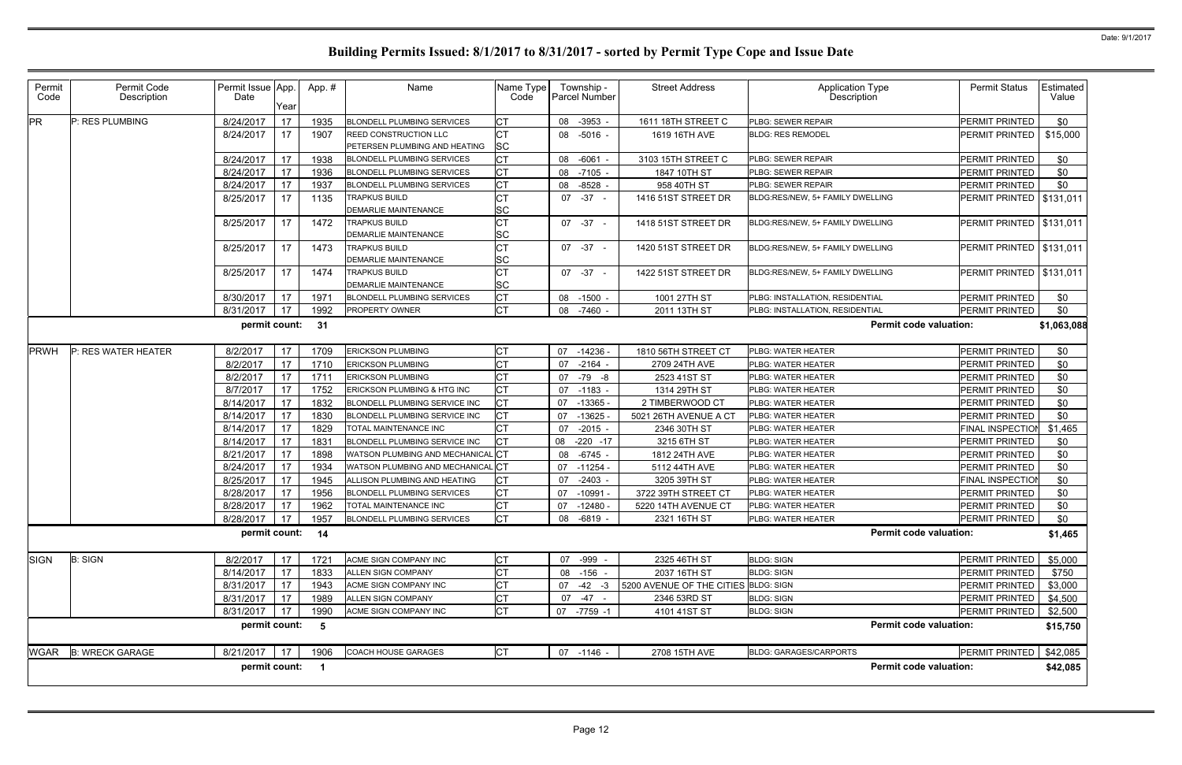# Building Permits Issued: 8/1/2017 to 8/31/2017 - sorted by Permit Type Cope and Issue Date

| Permit Code | Permit Code Description | Permit Issue Date | App. Year | App. # | Name | Name Type Code | Township - Parcel Number | Street Address | Application Type Description | Permit Status | Estimated Value |
|---|---|---|---|---|---|---|---|---|---|---|---|
| PR | P: RES PLUMBING | 8/24/2017 | 17 | 1935 | BLONDELL PLUMBING SERVICES | CT | 08 -3953 - | 1611 18TH STREET C | PLBG: SEWER REPAIR | PERMIT PRINTED | $0 |
| | | 8/24/2017 | 17 | 1907 | REED CONSTRUCTION LLC<br>PETERSEN PLUMBING AND HEATING | CT<br>SC | 08 -5016 - | 1619 16TH AVE | BLDG: RES REMODEL | PERMIT PRINTED | $15,000 |
| | | 8/24/2017 | 17 | 1938 | BLONDELL PLUMBING SERVICES | CT | 08 -6061 - | 3103 15TH STREET C | PLBG: SEWER REPAIR | PERMIT PRINTED | $0 |
| | | 8/24/2017 | 17 | 1936 | BLONDELL PLUMBING SERVICES | CT | 08 -7105 - | 1847 10TH ST | PLBG: SEWER REPAIR | PERMIT PRINTED | $0 |
| | | 8/24/2017 | 17 | 1937 | BLONDELL PLUMBING SERVICES | CT | 08 -8528 - | 958 40TH ST | PLBG: SEWER REPAIR | PERMIT PRINTED | $0 |
| | | 8/25/2017 | 17 | 1135 | TRAPKUS BUILD<br>DEMARLIE MAINTENANCE | CT<br>SC | 07 -37 - | 1416 51ST STREET DR | BLDG:RES/NEW, 5+ FAMILY DWELLING | PERMIT PRINTED | $131,011 |
| | | 8/25/2017 | 17 | 1472 | TRAPKUS BUILD<br>DEMARLIE MAINTENANCE | CT<br>SC | 07 -37 - | 1418 51ST STREET DR | BLDG:RES/NEW, 5+ FAMILY DWELLING | PERMIT PRINTED | $131,011 |
| | | 8/25/2017 | 17 | 1473 | TRAPKUS BUILD<br>DEMARLIE MAINTENANCE | CT<br>SC | 07 -37 - | 1420 51ST STREET DR | BLDG:RES/NEW, 5+ FAMILY DWELLING | PERMIT PRINTED | $131,011 |
| | | 8/25/2017 | 17 | 1474 | TRAPKUS BUILD<br>DEMARLIE MAINTENANCE | CT<br>SC | 07 -37 - | 1422 51ST STREET DR | BLDG:RES/NEW, 5+ FAMILY DWELLING | PERMIT PRINTED | $131,011 |
| | | 8/30/2017 | 17 | 1971 | BLONDELL PLUMBING SERVICES | CT | 08 -1500 - | 1001 27TH ST | PLBG: INSTALLATION, RESIDENTIAL | PERMIT PRINTED | $0 |
| | | 8/31/2017 | 17 | 1992 | PROPERTY OWNER | CT | 08 -7460 - | 2011 13TH ST | PLBG: INSTALLATION, RESIDENTIAL | PERMIT PRINTED | $0 |
| | | permit count: | | 31 | | | | | Permit code valuation: | | $1,063,088 |
| PRWH | P: RES WATER HEATER | 8/2/2017 | 17 | 1709 | ERICKSON PLUMBING | CT | 07 -14236 - | 1810 56TH STREET CT | PLBG: WATER HEATER | PERMIT PRINTED | $0 |
| | | 8/2/2017 | 17 | 1710 | ERICKSON PLUMBING | CT | 07 -2164 - | 2709 24TH AVE | PLBG: WATER HEATER | PERMIT PRINTED | $0 |
| | | 8/2/2017 | 17 | 1711 | ERICKSON PLUMBING | CT | 07 -79 -8 | 2523 41ST ST | PLBG: WATER HEATER | PERMIT PRINTED | $0 |
| | | 8/7/2017 | 17 | 1752 | ERICKSON PLUMBING & HTG INC | CT | 07 -1183 - | 1314 29TH ST | PLBG: WATER HEATER | PERMIT PRINTED | $0 |
| | | 8/14/2017 | 17 | 1832 | BLONDELL PLUMBING SERVICE INC | CT | 07 -13365 - | 2 TIMBERWOOD CT | PLBG: WATER HEATER | PERMIT PRINTED | $0 |
| | | 8/14/2017 | 17 | 1830 | BLONDELL PLUMBING SERVICE INC | CT | 07 -13625 - | 5021 26TH AVENUE A CT | PLBG: WATER HEATER | PERMIT PRINTED | $0 |
| | | 8/14/2017 | 17 | 1829 | TOTAL MAINTENANCE INC | CT | 07 -2015 - | 2346 30TH ST | PLBG: WATER HEATER | FINAL INSPECTION | $1,465 |
| | | 8/14/2017 | 17 | 1831 | BLONDELL PLUMBING SERVICE INC | CT | 08 -220 -17 | 3215 6TH ST | PLBG: WATER HEATER | PERMIT PRINTED | $0 |
| | | 8/21/2017 | 17 | 1898 | WATSON PLUMBING AND MECHANICAL | CT | 08 -6745 - | 1812 24TH AVE | PLBG: WATER HEATER | PERMIT PRINTED | $0 |
| | | 8/24/2017 | 17 | 1934 | WATSON PLUMBING AND MECHANICAL | CT | 07 -11254 - | 5112 44TH AVE | PLBG: WATER HEATER | PERMIT PRINTED | $0 |
| | | 8/25/2017 | 17 | 1945 | ALLISON PLUMBING AND HEATING | CT | 07 -2403 - | 3205 39TH ST | PLBG: WATER HEATER | FINAL INSPECTION | $0 |
| | | 8/28/2017 | 17 | 1956 | BLONDELL PLUMBING SERVICES | CT | 07 -10991 - | 3722 39TH STREET CT | PLBG: WATER HEATER | PERMIT PRINTED | $0 |
| | | 8/28/2017 | 17 | 1962 | TOTAL MAINTENANCE INC | CT | 07 -12480 - | 5220 14TH AVENUE CT | PLBG: WATER HEATER | PERMIT PRINTED | $0 |
| | | 8/28/2017 | 17 | 1957 | BLONDELL PLUMBING SERVICES | CT | 08 -6819 - | 2321 16TH ST | PLBG: WATER HEATER | PERMIT PRINTED | $0 |
| | | permit count: | | 14 | | | | | Permit code valuation: | | $1,465 |
| SIGN | B: SIGN | 8/2/2017 | 17 | 1721 | ACME SIGN COMPANY INC | CT | 07 -999 - | 2325 46TH ST | BLDG: SIGN | PERMIT PRINTED | $5,000 |
| | | 8/14/2017 | 17 | 1833 | ALLEN SIGN COMPANY | CT | 08 -156 - | 2037 16TH ST | BLDG: SIGN | PERMIT PRINTED | $750 |
| | | 8/31/2017 | 17 | 1943 | ACME SIGN COMPANY INC | CT | 07 -42 -3 | 5200 AVENUE OF THE CITIES | BLDG: SIGN | PERMIT PRINTED | $3,000 |
| | | 8/31/2017 | 17 | 1989 | ALLEN SIGN COMPANY | CT | 07 -47 - | 2346 53RD ST | BLDG: SIGN | PERMIT PRINTED | $4,500 |
| | | 8/31/2017 | 17 | 1990 | ACME SIGN COMPANY INC | CT | 07 -7759 -1 | 4101 41ST ST | BLDG: SIGN | PERMIT PRINTED | $2,500 |
| | | permit count: | | 5 | | | | | Permit code valuation: | | $15,750 |
| WGAR | B: WRECK GARAGE | 8/21/2017 | 17 | 1906 | COACH HOUSE GARAGES | CT | 07 -1146 - | 2708 15TH AVE | BLDG: GARAGES/CARPORTS | PERMIT PRINTED | $42,085 |
| | | permit count: | | 1 | | | | | Permit code valuation: | | $42,085 |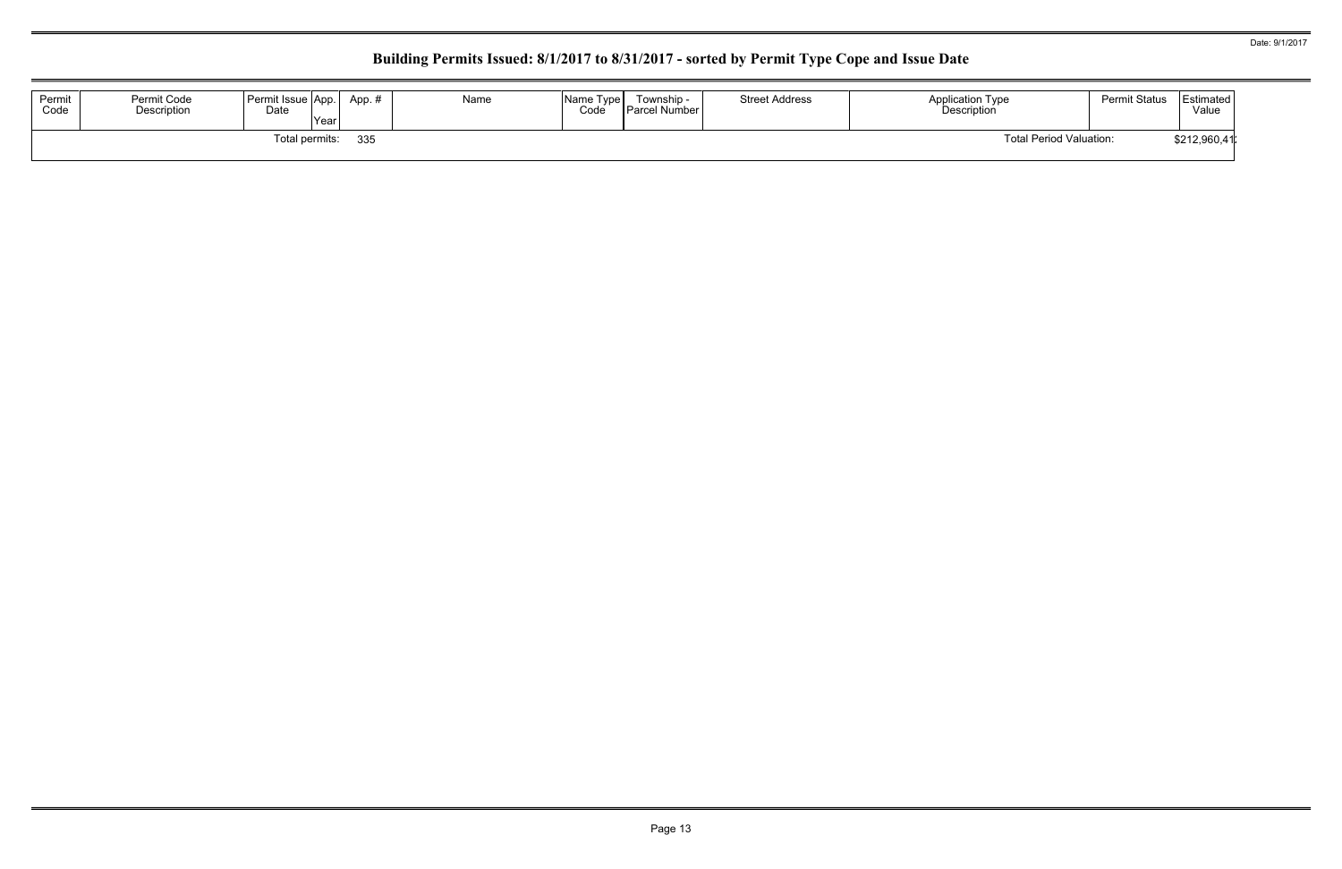# Building Permits Issued: 8/1/2017 to 8/31/2017 - sorted by Permit Type Cope and Issue Date

Date: 9/1/2017

| Permit Code | Permit Code Description | Permit Issue Date | App. Year | App. # | Name | Name Type Code | Township - Parcel Number | Street Address | Application Type Description | Permit Status | Estimated Value |
|---|---|---|---|---|---|---|---|---|---|---|---|
| | | Total permits: | | 335 | | | | | Total Period Valuation: | | $212,960,41 |